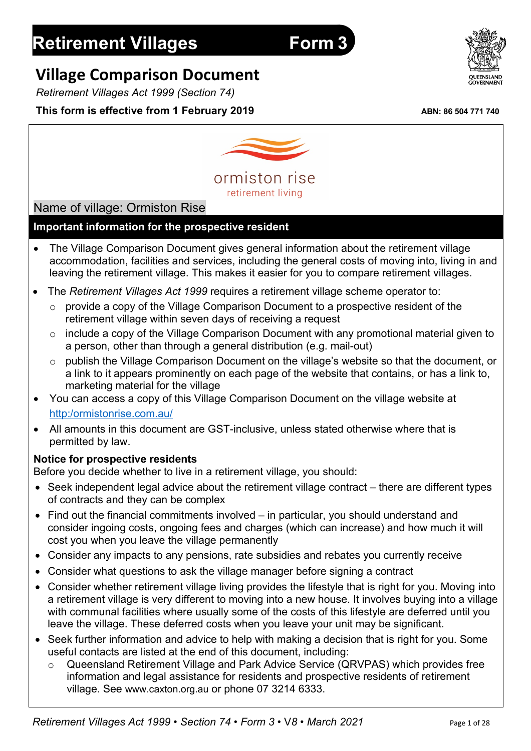# Retirement Villages Form 3

## Village Comparison Document

*Retirement Villages Act 1999 (Section 74)*

**This form is effective from 1 February 2019**

**ABN: 86 504 771 740**

ormiston rise
retirement living

Name of village: Ormiston Rise

**Important information for the prospective resident**

- The Village Comparison Document gives general information about the retirement village accommodation, facilities and services, including the general costs of moving into, living in and leaving the retirement village. This makes it easier for you to compare retirement villages.
- The *Retirement Villages Act 1999* requires a retirement village scheme operator to:
  - provide a copy of the Village Comparison Document to a prospective resident of the retirement village within seven days of receiving a request
  - include a copy of the Village Comparison Document with any promotional material given to a person, other than through a general distribution (e.g. mail-out)
  - publish the Village Comparison Document on the village's website so that the document, or a link to it appears prominently on each page of the website that contains, or has a link to, marketing material for the village
- You can access a copy of this Village Comparison Document on the village website at http:/ormistonrise.com.au/
- All amounts in this document are GST-inclusive, unless stated otherwise where that is permitted by law.

**Notice for prospective residents**

Before you decide whether to live in a retirement village, you should:

- Seek independent legal advice about the retirement village contract – there are different types of contracts and they can be complex
- Find out the financial commitments involved – in particular, you should understand and consider ingoing costs, ongoing fees and charges (which can increase) and how much it will cost you when you leave the village permanently
- Consider any impacts to any pensions, rate subsidies and rebates you currently receive
- Consider what questions to ask the village manager before signing a contract
- Consider whether retirement village living provides the lifestyle that is right for you. Moving into a retirement village is very different to moving into a new house. It involves buying into a village with communal facilities where usually some of the costs of this lifestyle are deferred until you leave the village. These deferred costs when you leave your unit may be significant.
- Seek further information and advice to help with making a decision that is right for you. Some useful contacts are listed at the end of this document, including:
  - Queensland Retirement Village and Park Advice Service (QRVPAS) which provides free information and legal assistance for residents and prospective residents of retirement village. See www.caxton.org.au or phone 07 3214 6333.

*Retirement Villages Act 1999 • Section 74 • Form 3 • V8 • March 2021*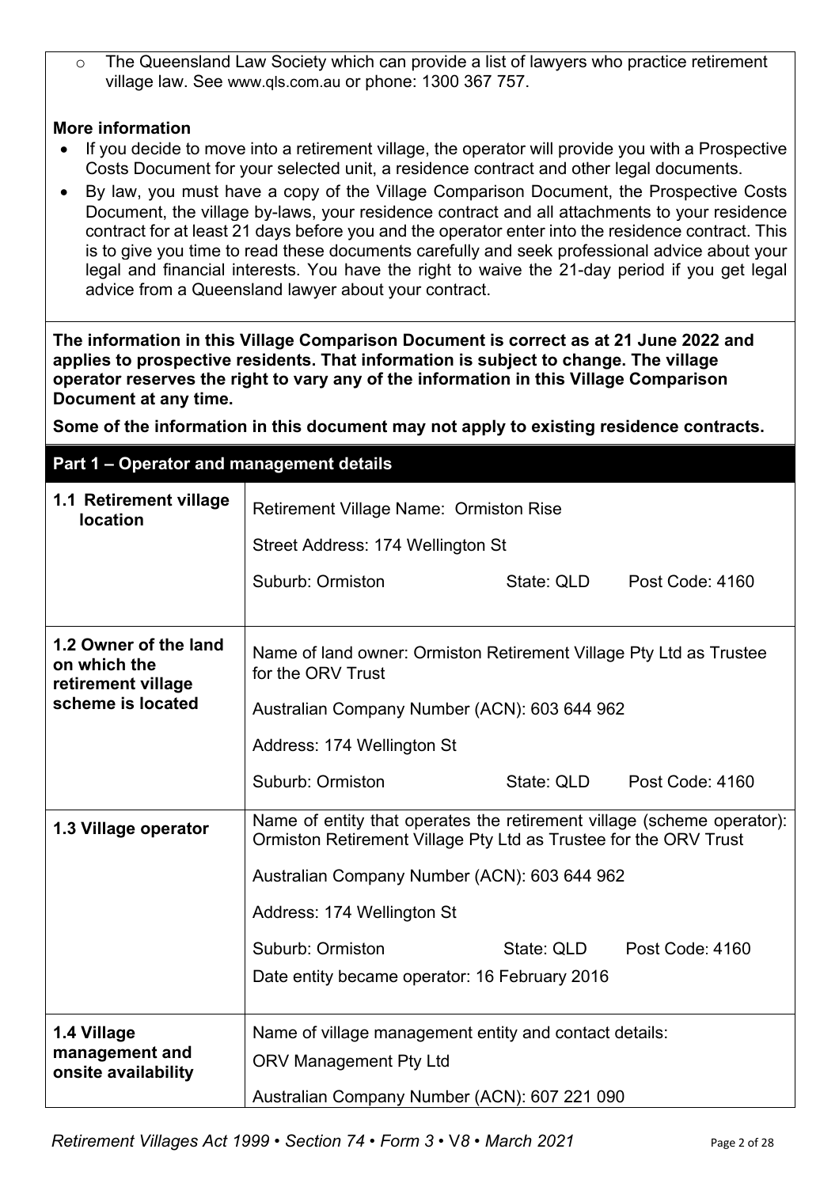- The Queensland Law Society which can provide a list of lawyers who practice retirement village law. See www.qls.com.au or phone: 1300 367 757.

**More information**

- If you decide to move into a retirement village, the operator will provide you with a Prospective Costs Document for your selected unit, a residence contract and other legal documents.
- By law, you must have a copy of the Village Comparison Document, the Prospective Costs Document, the village by-laws, your residence contract and all attachments to your residence contract for at least 21 days before you and the operator enter into the residence contract. This is to give you time to read these documents carefully and seek professional advice about your legal and financial interests. You have the right to waive the 21-day period if you get legal advice from a Queensland lawyer about your contract.

**The information in this Village Comparison Document is correct as at 21 June 2022 and applies to prospective residents. That information is subject to change. The village operator reserves the right to vary any of the information in this Village Comparison Document at any time.**

**Some of the information in this document may not apply to existing residence contracts.**

## Part 1 – Operator and management details

| | |
|---|---|
| **1.1 Retirement village location** | Retirement Village Name: Ormiston Rise<br>Street Address: 174 Wellington St<br>Suburb: Ormiston State: QLD Post Code: 4160 |
| **1.2 Owner of the land on which the retirement village scheme is located** | Name of land owner: Ormiston Retirement Village Pty Ltd as Trustee for the ORV Trust<br>Australian Company Number (ACN): 603 644 962<br>Address: 174 Wellington St<br>Suburb: Ormiston State: QLD Post Code: 4160 |
| **1.3 Village operator** | Name of entity that operates the retirement village (scheme operator): Ormiston Retirement Village Pty Ltd as Trustee for the ORV Trust<br>Australian Company Number (ACN): 603 644 962<br>Address: 174 Wellington St<br>Suburb: Ormiston State: QLD Post Code: 4160<br>Date entity became operator: 16 February 2016 |
| **1.4 Village management and onsite availability** | Name of village management entity and contact details:<br>ORV Management Pty Ltd<br>Australian Company Number (ACN): 607 221 090 |

*Retirement Villages Act 1999 • Section 74 • Form 3 • V8 • March 2021*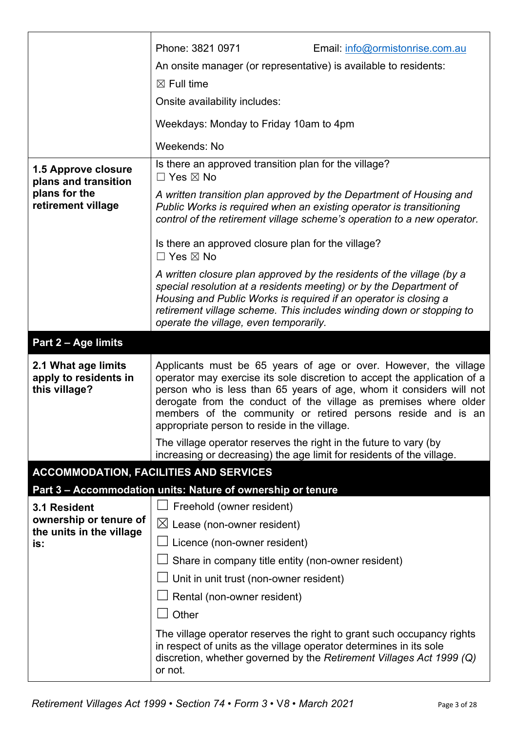| | |
|---|---|
| | Phone: 3821 0971 Email: info@ormistonrise.com.au<br>An onsite manager (or representative) is available to residents:<br>☒ Full time<br>Onsite availability includes:<br>Weekdays: Monday to Friday 10am to 4pm<br>Weekends: No |
| **1.5 Approve closure plans and transition plans for the retirement village** | Is there an approved transition plan for the village?<br>☐ Yes ☒ No<br>*A written transition plan approved by the Department of Housing and Public Works is required when an existing operator is transitioning control of the retirement village scheme's operation to a new operator.*<br>Is there an approved closure plan for the village?<br>☐ Yes ☒ No<br>*A written closure plan approved by the residents of the village (by a special resolution at a residents meeting) or by the Department of Housing and Public Works is required if an operator is closing a retirement village scheme. This includes winding down or stopping to operate the village, even temporarily.* |

## Part 2 – Age limits

| | |
|---|---|
| **2.1 What age limits apply to residents in this village?** | Applicants must be 65 years of age or over. However, the village operator may exercise its sole discretion to accept the application of a person who is less than 65 years of age, whom it considers will not derogate from the conduct of the village as premises where older members of the community or retired persons reside and is an appropriate person to reside in the village.<br>The village operator reserves the right in the future to vary (by increasing or decreasing) the age limit for residents of the village. |

## ACCOMMODATION, FACILITIES AND SERVICES

### Part 3 – Accommodation units: Nature of ownership or tenure

| | |
|---|---|
| **3.1 Resident ownership or tenure of the units in the village is:** | ☐ Freehold (owner resident)<br>☒ Lease (non-owner resident)<br>☐ Licence (non-owner resident)<br>☐ Share in company title entity (non-owner resident)<br>☐ Unit in unit trust (non-owner resident)<br>☐ Rental (non-owner resident)<br>☐ Other<br>The village operator reserves the right to grant such occupancy rights in respect of units as the village operator determines in its sole discretion, whether governed by the *Retirement Villages Act 1999 (Q)* or not. |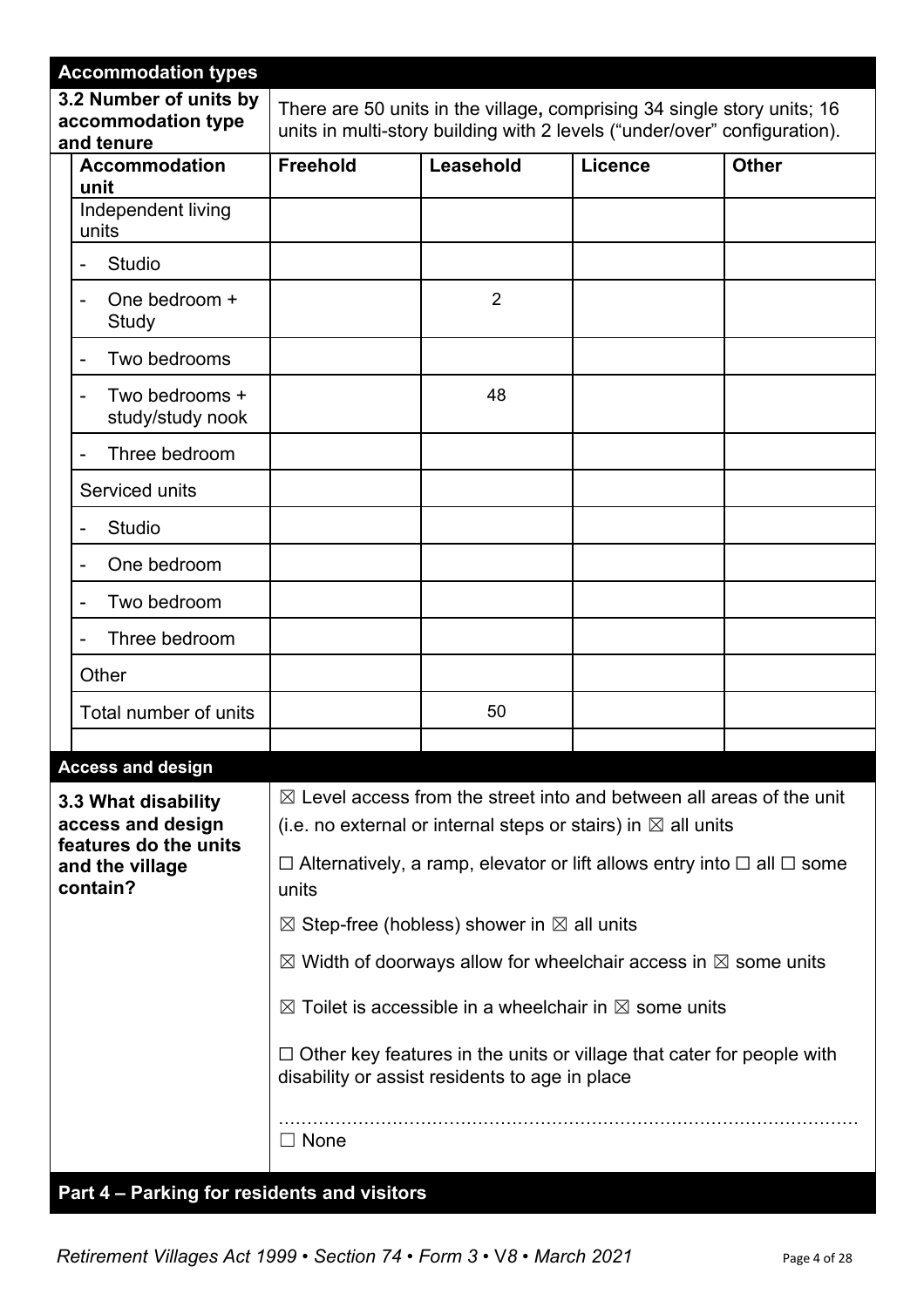## Accommodation types

**3.2 Number of units by accommodation type and tenure**

There are 50 units in the village**,** comprising 34 single story units; 16 units in multi-story building with 2 levels ("under/over" configuration).

| Accommodation unit | Freehold | Leasehold | Licence | Other |
|---|---|---|---|---|
| Independent living units | | | | |
| - Studio | | | | |
| - One bedroom + Study | | 2 | | |
| - Two bedrooms | | | | |
| - Two bedrooms + study/study nook | | 48 | | |
| - Three bedroom | | | | |
| Serviced units | | | | |
| - Studio | | | | |
| - One bedroom | | | | |
| - Two bedroom | | | | |
| - Three bedroom | | | | |
| Other | | | | |
| Total number of units | | 50 | | |
| | | | | |

## Access and design

**3.3 What disability access and design features do the units and the village contain?**

☒ Level access from the street into and between all areas of the unit (i.e. no external or internal steps or stairs) in ☒ all units

☐ Alternatively, a ramp, elevator or lift allows entry into ☐ all ☐ some units

☒ Step-free (hobless) shower in ☒ all units

☒ Width of doorways allow for wheelchair access in ☒ some units

☒ Toilet is accessible in a wheelchair in ☒ some units

☐ Other key features in the units or village that cater for people with disability or assist residents to age in place

……………………………………………………………………………………………

☐ None

## Part 4 – Parking for residents and visitors

*Retirement Villages Act 1999 • Section 74 • Form 3 • V8 • March 2021*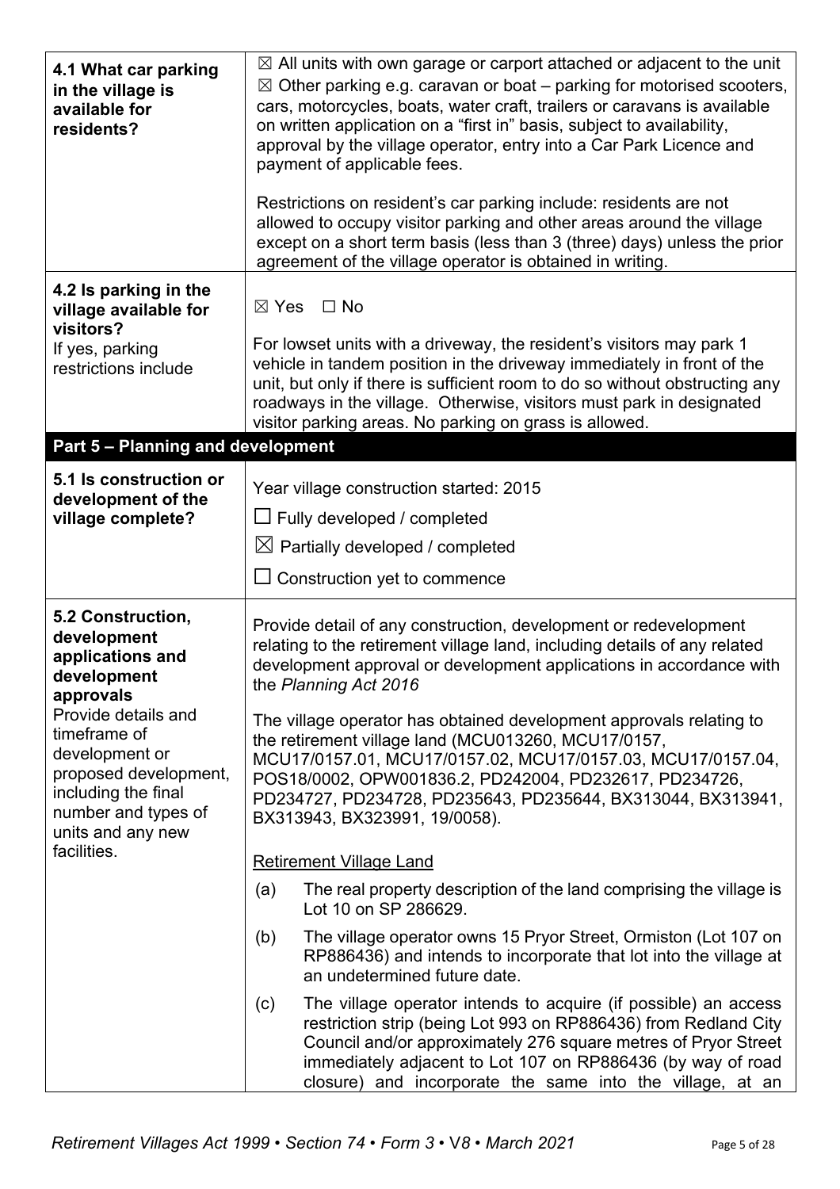| | |
|---|---|
| **4.1 What car parking in the village is available for residents?** | ☒ All units with own garage or carport attached or adjacent to the unit<br>☒ Other parking e.g. caravan or boat – parking for motorised scooters, cars, motorcycles, boats, water craft, trailers or caravans is available on written application on a "first in" basis, subject to availability, approval by the village operator, entry into a Car Park Licence and payment of applicable fees.<br><br>Restrictions on resident's car parking include: residents are not allowed to occupy visitor parking and other areas around the village except on a short term basis (less than 3 (three) days) unless the prior agreement of the village operator is obtained in writing. |
| **4.2 Is parking in the village available for visitors?**<br>If yes, parking restrictions include | ☒ Yes ☐ No<br><br>For lowset units with a driveway, the resident's visitors may park 1 vehicle in tandem position in the driveway immediately in front of the unit, but only if there is sufficient room to do so without obstructing any roadways in the village. Otherwise, visitors must park in designated visitor parking areas. No parking on grass is allowed. |

## Part 5 – Planning and development

| | |
|---|---|
| **5.1 Is construction or development of the village complete?** | Year village construction started: 2015<br>☐ Fully developed / completed<br>☒ Partially developed / completed<br>☐ Construction yet to commence |
| **5.2 Construction, development applications and development approvals**<br>Provide details and timeframe of development or proposed development, including the final number and types of units and any new facilities. | Provide detail of any construction, development or redevelopment relating to the retirement village land, including details of any related development approval or development applications in accordance with the *Planning Act 2016*<br><br>The village operator has obtained development approvals relating to the retirement village land (MCU013260, MCU17/0157, MCU17/0157.01, MCU17/0157.02, MCU17/0157.03, MCU17/0157.04, POS18/0002, OPW001836.2, PD242004, PD232617, PD234726, PD234727, PD234728, PD235643, PD235644, BX313044, BX313941, BX313943, BX323991, 19/0058).<br><br><u>Retirement Village Land</u><br>(a) The real property description of the land comprising the village is Lot 10 on SP 286629.<br>(b) The village operator owns 15 Pryor Street, Ormiston (Lot 107 on RP886436) and intends to incorporate that lot into the village at an undetermined future date.<br>(c) The village operator intends to acquire (if possible) an access restriction strip (being Lot 993 on RP886436) from Redland City Council and/or approximately 276 square metres of Pryor Street immediately adjacent to Lot 107 on RP886436 (by way of road closure) and incorporate the same into the village, at an |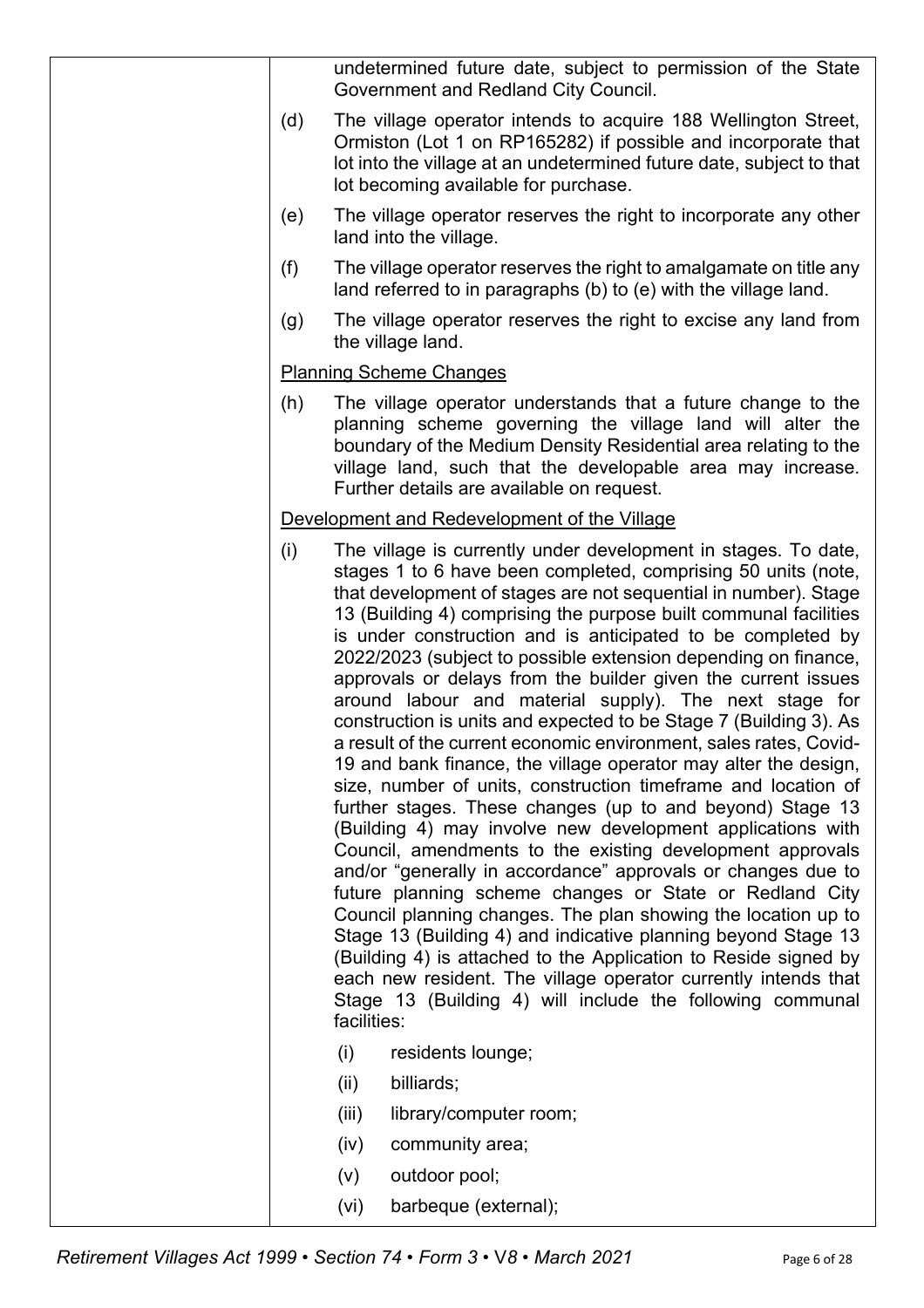undetermined future date, subject to permission of the State Government and Redland City Council.

(d) The village operator intends to acquire 188 Wellington Street, Ormiston (Lot 1 on RP165282) if possible and incorporate that lot into the village at an undetermined future date, subject to that lot becoming available for purchase.

(e) The village operator reserves the right to incorporate any other land into the village.

(f) The village operator reserves the right to amalgamate on title any land referred to in paragraphs (b) to (e) with the village land.

(g) The village operator reserves the right to excise any land from the village land.

<u>Planning Scheme Changes</u>

(h) The village operator understands that a future change to the planning scheme governing the village land will alter the boundary of the Medium Density Residential area relating to the village land, such that the developable area may increase. Further details are available on request.

<u>Development and Redevelopment of the Village</u>

(i) The village is currently under development in stages. To date, stages 1 to 6 have been completed, comprising 50 units (note, that development of stages are not sequential in number). Stage 13 (Building 4) comprising the purpose built communal facilities is under construction and is anticipated to be completed by 2022/2023 (subject to possible extension depending on finance, approvals or delays from the builder given the current issues around labour and material supply). The next stage for construction is units and expected to be Stage 7 (Building 3). As a result of the current economic environment, sales rates, Covid-19 and bank finance, the village operator may alter the design, size, number of units, construction timeframe and location of further stages. These changes (up to and beyond) Stage 13 (Building 4) may involve new development applications with Council, amendments to the existing development approvals and/or "generally in accordance" approvals or changes due to future planning scheme changes or State or Redland City Council planning changes. The plan showing the location up to Stage 13 (Building 4) and indicative planning beyond Stage 13 (Building 4) is attached to the Application to Reside signed by each new resident. The village operator currently intends that Stage 13 (Building 4) will include the following communal facilities:

   (i) residents lounge;

   (ii) billiards;

   (iii) library/computer room;

   (iv) community area;

   (v) outdoor pool;

   (vi) barbeque (external);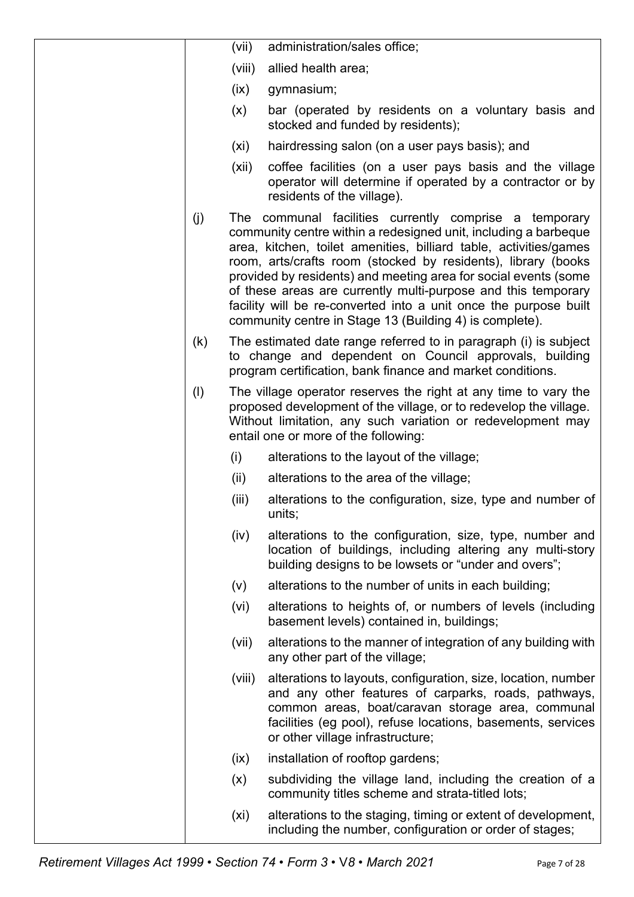(vii) administration/sales office;

(viii) allied health area;

(ix) gymnasium;

(x) bar (operated by residents on a voluntary basis and stocked and funded by residents);

(xi) hairdressing salon (on a user pays basis); and

(xii) coffee facilities (on a user pays basis and the village operator will determine if operated by a contractor or by residents of the village).

(j) The communal facilities currently comprise a temporary community centre within a redesigned unit, including a barbeque area, kitchen, toilet amenities, billiard table, activities/games room, arts/crafts room (stocked by residents), library (books provided by residents) and meeting area for social events (some of these areas are currently multi-purpose and this temporary facility will be re-converted into a unit once the purpose built community centre in Stage 13 (Building 4) is complete).

(k) The estimated date range referred to in paragraph (i) is subject to change and dependent on Council approvals, building program certification, bank finance and market conditions.

(l) The village operator reserves the right at any time to vary the proposed development of the village, or to redevelop the village. Without limitation, any such variation or redevelopment may entail one or more of the following:

(i) alterations to the layout of the village;

(ii) alterations to the area of the village;

(iii) alterations to the configuration, size, type and number of units;

(iv) alterations to the configuration, size, type, number and location of buildings, including altering any multi-story building designs to be lowsets or "under and overs";

(v) alterations to the number of units in each building;

(vi) alterations to heights of, or numbers of levels (including basement levels) contained in, buildings;

(vii) alterations to the manner of integration of any building with any other part of the village;

(viii) alterations to layouts, configuration, size, location, number and any other features of carparks, roads, pathways, common areas, boat/caravan storage area, communal facilities (eg pool), refuse locations, basements, services or other village infrastructure;

(ix) installation of rooftop gardens;

(x) subdividing the village land, including the creation of a community titles scheme and strata-titled lots;

(xi) alterations to the staging, timing or extent of development, including the number, configuration or order of stages;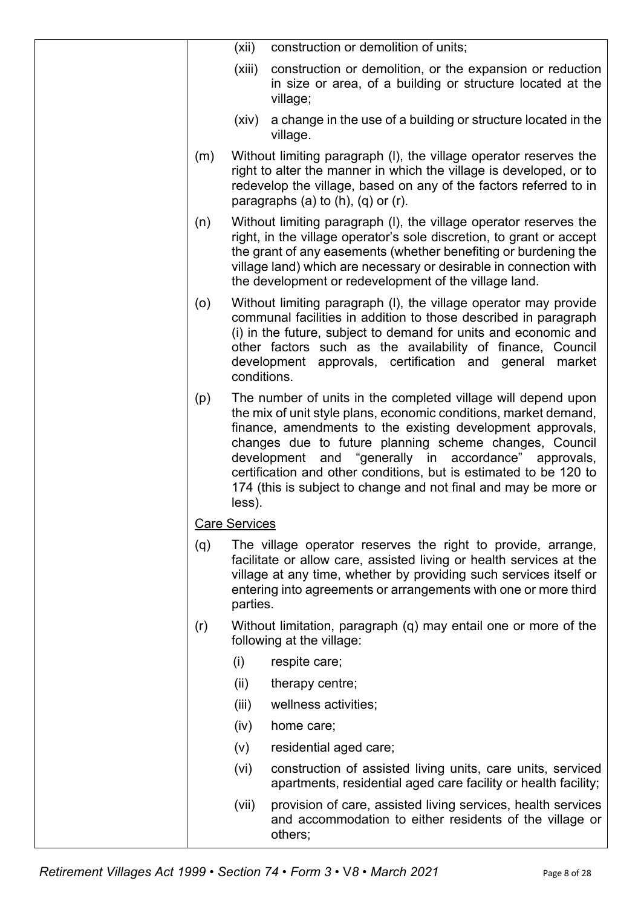(xii) construction or demolition of units;

(xiii) construction or demolition, or the expansion or reduction in size or area, of a building or structure located at the village;

(xiv) a change in the use of a building or structure located in the village.

(m) Without limiting paragraph (l), the village operator reserves the right to alter the manner in which the village is developed, or to redevelop the village, based on any of the factors referred to in paragraphs (a) to (h), (q) or (r).

(n) Without limiting paragraph (l), the village operator reserves the right, in the village operator's sole discretion, to grant or accept the grant of any easements (whether benefiting or burdening the village land) which are necessary or desirable in connection with the development or redevelopment of the village land.

(o) Without limiting paragraph (l), the village operator may provide communal facilities in addition to those described in paragraph (i) in the future, subject to demand for units and economic and other factors such as the availability of finance, Council development approvals, certification and general market conditions.

(p) The number of units in the completed village will depend upon the mix of unit style plans, economic conditions, market demand, finance, amendments to the existing development approvals, changes due to future planning scheme changes, Council development and "generally in accordance" approvals, certification and other conditions, but is estimated to be 120 to 174 (this is subject to change and not final and may be more or less).

Care Services

(q) The village operator reserves the right to provide, arrange, facilitate or allow care, assisted living or health services at the village at any time, whether by providing such services itself or entering into agreements or arrangements with one or more third parties.

(r) Without limitation, paragraph (q) may entail one or more of the following at the village:

(i) respite care;

(ii) therapy centre;

(iii) wellness activities;

(iv) home care;

(v) residential aged care;

(vi) construction of assisted living units, care units, serviced apartments, residential aged care facility or health facility;

(vii) provision of care, assisted living services, health services and accommodation to either residents of the village or others;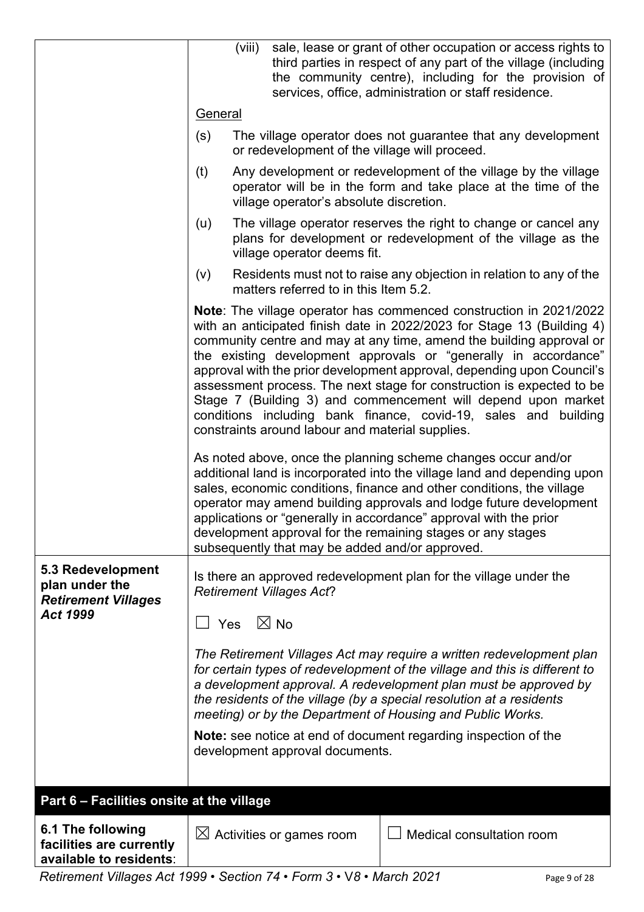| | |
|---|---|
| | (viii) sale, lease or grant of other occupation or access rights to third parties in respect of any part of the village (including the community centre), including for the provision of services, office, administration or staff residence.<br><br><u>General</u><br><br>(s) The village operator does not guarantee that any development or redevelopment of the village will proceed.<br><br>(t) Any development or redevelopment of the village by the village operator will be in the form and take place at the time of the village operator's absolute discretion.<br><br>(u) The village operator reserves the right to change or cancel any plans for development or redevelopment of the village as the village operator deems fit.<br><br>(v) Residents must not to raise any objection in relation to any of the matters referred to in this Item 5.2.<br><br>**Note**: The village operator has commenced construction in 2021/2022 with an anticipated finish date in 2022/2023 for Stage 13 (Building 4) community centre and may at any time, amend the building approval or the existing development approvals or "generally in accordance" approval with the prior development approval, depending upon Council's assessment process. The next stage for construction is expected to be Stage 7 (Building 3) and commencement will depend upon market conditions including bank finance, covid-19, sales and building constraints around labour and material supplies.<br><br>As noted above, once the planning scheme changes occur and/or additional land is incorporated into the village land and depending upon sales, economic conditions, finance and other conditions, the village operator may amend building approvals and lodge future development applications or "generally in accordance" approval with the prior development approval for the remaining stages or any stages subsequently that may be added and/or approved. |
| **5.3 Redevelopment plan under the *Retirement Villages Act 1999*** | Is there an approved redevelopment plan for the village under the *Retirement Villages Act*?<br><br>☐ Yes ☒ No<br><br>*The Retirement Villages Act may require a written redevelopment plan for certain types of redevelopment of the village and this is different to a development approval. A redevelopment plan must be approved by the residents of the village (by a special resolution at a residents meeting) or by the Department of Housing and Public Works.*<br><br>**Note:** see notice at end of document regarding inspection of the development approval documents. |

## Part 6 – Facilities onsite at the village

| | | |
|---|---|---|
| **6.1 The following facilities are currently available to residents**: | ☒ Activities or games room | ☐ Medical consultation room |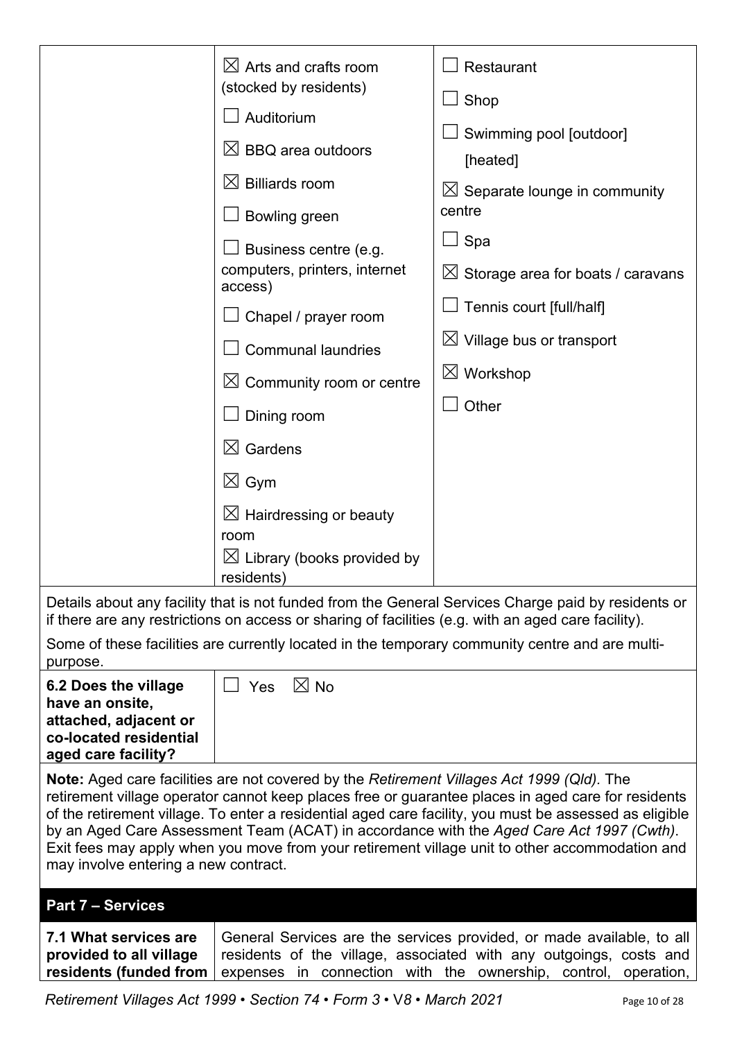| | | |
|---|---|---|
| | ☒ Arts and crafts room (stocked by residents)<br>☐ Auditorium<br>☒ BBQ area outdoors<br>☒ Billiards room<br>☐ Bowling green<br>☐ Business centre (e.g. computers, printers, internet access)<br>☐ Chapel / prayer room<br>☐ Communal laundries<br>☒ Community room or centre<br>☐ Dining room<br>☒ Gardens<br>☒ Gym<br>☒ Hairdressing or beauty room<br>☒ Library (books provided by residents) | ☐ Restaurant<br>☐ Shop<br>☐ Swimming pool [outdoor] [heated]<br>☒ Separate lounge in community centre<br>☐ Spa<br>☒ Storage area for boats / caravans<br>☐ Tennis court [full/half]<br>☒ Village bus or transport<br>☒ Workshop<br>☐ Other |

Details about any facility that is not funded from the General Services Charge paid by residents or if there are any restrictions on access or sharing of facilities (e.g. with an aged care facility).

Some of these facilities are currently located in the temporary community centre and are multi-purpose.

| | |
|---|---|
| **6.2 Does the village have an onsite, attached, adjacent or co-located residential aged care facility?** | ☐ Yes ☒ No |

**Note:** Aged care facilities are not covered by the *Retirement Villages Act 1999 (Qld)*. The retirement village operator cannot keep places free or guarantee places in aged care for residents of the retirement village. To enter a residential aged care facility, you must be assessed as eligible by an Aged Care Assessment Team (ACAT) in accordance with the *Aged Care Act 1997 (Cwth)*. Exit fees may apply when you move from your retirement village unit to other accommodation and may involve entering a new contract.

## Part 7 – Services

| | |
|---|---|
| **7.1 What services are provided to all village residents (funded from** | General Services are the services provided, or made available, to all residents of the village, associated with any outgoings, costs and expenses in connection with the ownership, control, operation, |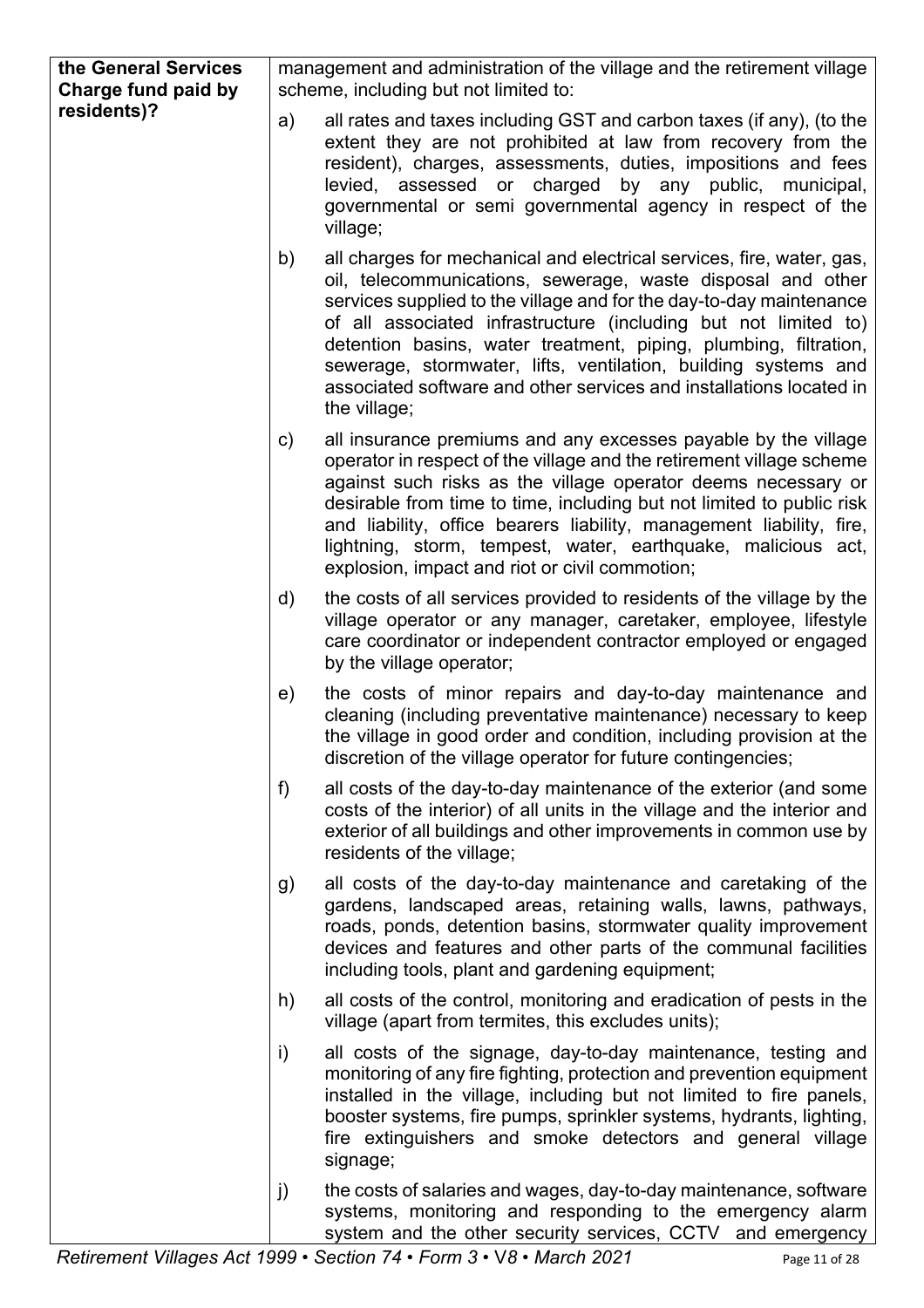| the General Services Charge fund paid by residents)? | management and administration of the village and the retirement village scheme, including but not limited to:<br><br>a) all rates and taxes including GST and carbon taxes (if any), (to the extent they are not prohibited at law from recovery from the resident), charges, assessments, duties, impositions and fees levied, assessed or charged by any public, municipal, governmental or semi governmental agency in respect of the village;<br><br>b) all charges for mechanical and electrical services, fire, water, gas, oil, telecommunications, sewerage, waste disposal and other services supplied to the village and for the day-to-day maintenance of all associated infrastructure (including but not limited to) detention basins, water treatment, piping, plumbing, filtration, sewerage, stormwater, lifts, ventilation, building systems and associated software and other services and installations located in the village;<br><br>c) all insurance premiums and any excesses payable by the village operator in respect of the village and the retirement village scheme against such risks as the village operator deems necessary or desirable from time to time, including but not limited to public risk and liability, office bearers liability, management liability, fire, lightning, storm, tempest, water, earthquake, malicious act, explosion, impact and riot or civil commotion;<br><br>d) the costs of all services provided to residents of the village by the village operator or any manager, caretaker, employee, lifestyle care coordinator or independent contractor employed or engaged by the village operator;<br><br>e) the costs of minor repairs and day-to-day maintenance and cleaning (including preventative maintenance) necessary to keep the village in good order and condition, including provision at the discretion of the village operator for future contingencies;<br><br>f) all costs of the day-to-day maintenance of the exterior (and some costs of the interior) of all units in the village and the interior and exterior of all buildings and other improvements in common use by residents of the village;<br><br>g) all costs of the day-to-day maintenance and caretaking of the gardens, landscaped areas, retaining walls, lawns, pathways, roads, ponds, detention basins, stormwater quality improvement devices and features and other parts of the communal facilities including tools, plant and gardening equipment;<br><br>h) all costs of the control, monitoring and eradication of pests in the village (apart from termites, this excludes units);<br><br>i) all costs of the signage, day-to-day maintenance, testing and monitoring of any fire fighting, protection and prevention equipment installed in the village, including but not limited to fire panels, booster systems, fire pumps, sprinkler systems, hydrants, lighting, fire extinguishers and smoke detectors and general village signage;<br><br>j) the costs of salaries and wages, day-to-day maintenance, software systems, monitoring and responding to the emergency alarm system and the other security services, CCTV and emergency |
|---|---|

*Retirement Villages Act 1999 • Section 74 • Form 3 • V8 • March 2021*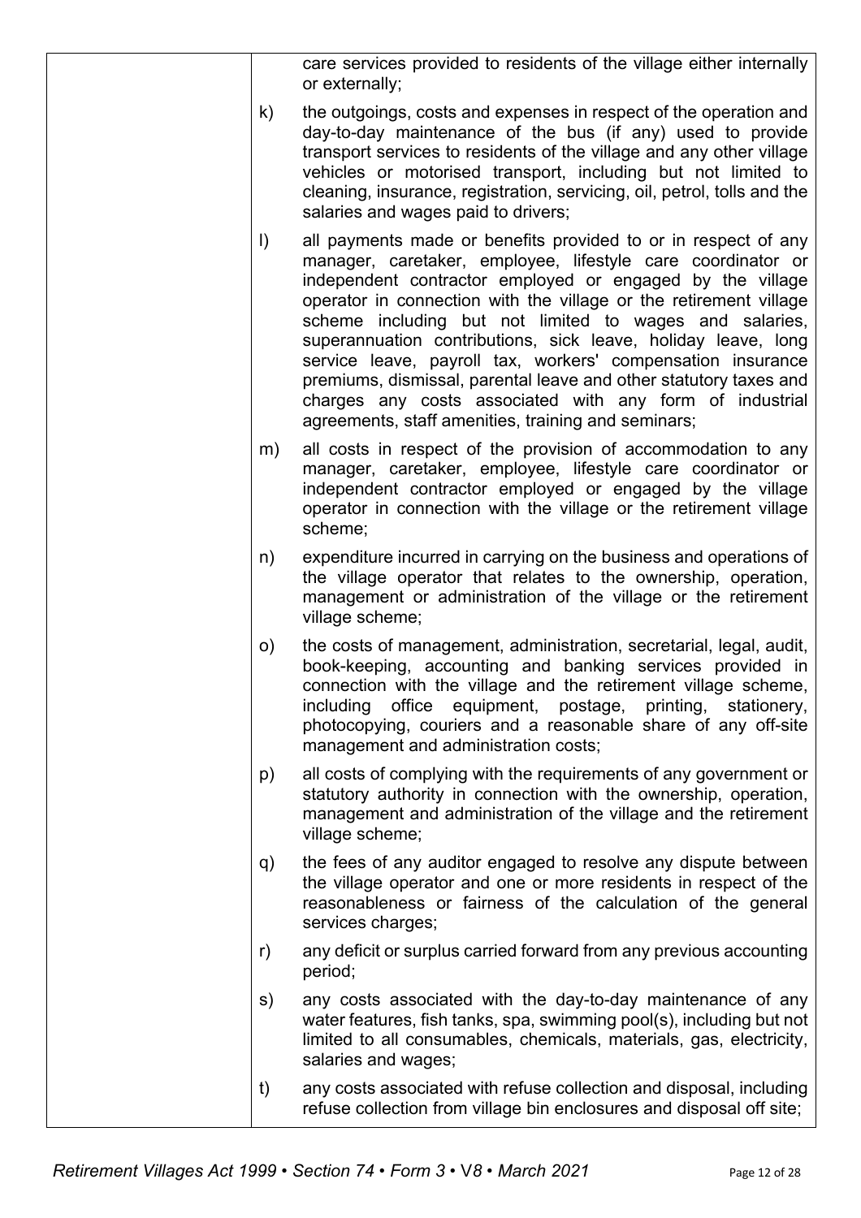care services provided to residents of the village either internally or externally;

k) the outgoings, costs and expenses in respect of the operation and day-to-day maintenance of the bus (if any) used to provide transport services to residents of the village and any other village vehicles or motorised transport, including but not limited to cleaning, insurance, registration, servicing, oil, petrol, tolls and the salaries and wages paid to drivers;

l) all payments made or benefits provided to or in respect of any manager, caretaker, employee, lifestyle care coordinator or independent contractor employed or engaged by the village operator in connection with the village or the retirement village scheme including but not limited to wages and salaries, superannuation contributions, sick leave, holiday leave, long service leave, payroll tax, workers' compensation insurance premiums, dismissal, parental leave and other statutory taxes and charges any costs associated with any form of industrial agreements, staff amenities, training and seminars;

m) all costs in respect of the provision of accommodation to any manager, caretaker, employee, lifestyle care coordinator or independent contractor employed or engaged by the village operator in connection with the village or the retirement village scheme;

n) expenditure incurred in carrying on the business and operations of the village operator that relates to the ownership, operation, management or administration of the village or the retirement village scheme;

o) the costs of management, administration, secretarial, legal, audit, book-keeping, accounting and banking services provided in connection with the village and the retirement village scheme, including office equipment, postage, printing, stationery, photocopying, couriers and a reasonable share of any off-site management and administration costs;

p) all costs of complying with the requirements of any government or statutory authority in connection with the ownership, operation, management and administration of the village and the retirement village scheme;

q) the fees of any auditor engaged to resolve any dispute between the village operator and one or more residents in respect of the reasonableness or fairness of the calculation of the general services charges;

r) any deficit or surplus carried forward from any previous accounting period;

s) any costs associated with the day-to-day maintenance of any water features, fish tanks, spa, swimming pool(s), including but not limited to all consumables, chemicals, materials, gas, electricity, salaries and wages;

t) any costs associated with refuse collection and disposal, including refuse collection from village bin enclosures and disposal off site;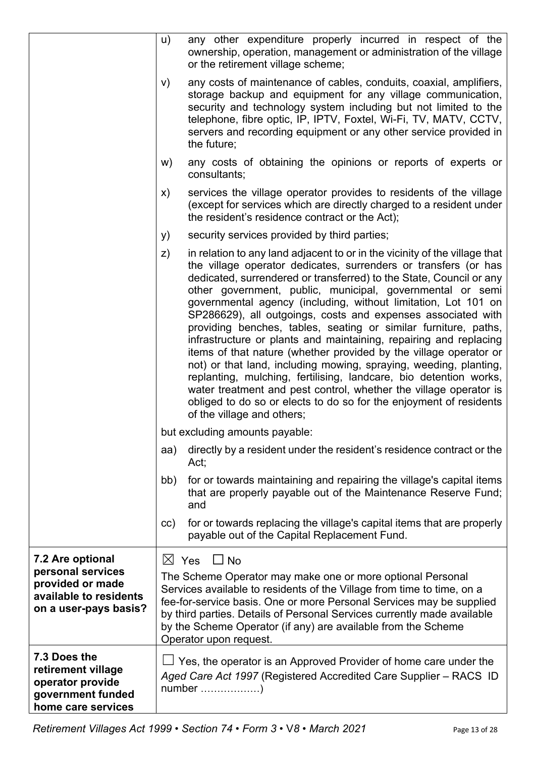| | |
|---|---|
| | u) any other expenditure properly incurred in respect of the ownership, operation, management or administration of the village or the retirement village scheme;<br><br>v) any costs of maintenance of cables, conduits, coaxial, amplifiers, storage backup and equipment for any village communication, security and technology system including but not limited to the telephone, fibre optic, IP, IPTV, Foxtel, Wi-Fi, TV, MATV, CCTV, servers and recording equipment or any other service provided in the future;<br><br>w) any costs of obtaining the opinions or reports of experts or consultants;<br><br>x) services the village operator provides to residents of the village (except for services which are directly charged to a resident under the resident's residence contract or the Act);<br><br>y) security services provided by third parties;<br><br>z) in relation to any land adjacent to or in the vicinity of the village that the village operator dedicates, surrenders or transfers (or has dedicated, surrendered or transferred) to the State, Council or any other government, public, municipal, governmental or semi governmental agency (including, without limitation, Lot 101 on SP286629), all outgoings, costs and expenses associated with providing benches, tables, seating or similar furniture, paths, infrastructure or plants and maintaining, repairing and replacing items of that nature (whether provided by the village operator or not) or that land, including mowing, spraying, weeding, planting, replanting, mulching, fertilising, landcare, bio detention works, water treatment and pest control, whether the village operator is obliged to do so or elects to do so for the enjoyment of residents of the village and others;<br><br>but excluding amounts payable:<br><br>aa) directly by a resident under the resident's residence contract or the Act;<br><br>bb) for or towards maintaining and repairing the village's capital items that are properly payable out of the Maintenance Reserve Fund; and<br><br>cc) for or towards replacing the village's capital items that are properly payable out of the Capital Replacement Fund. |
| **7.2 Are optional personal services provided or made available to residents on a user-pays basis?** | ☒ Yes ☐ No<br><br>The Scheme Operator may make one or more optional Personal Services available to residents of the Village from time to time, on a fee-for-service basis. One or more Personal Services may be supplied by third parties. Details of Personal Services currently made available by the Scheme Operator (if any) are available from the Scheme Operator upon request. |
| **7.3 Does the retirement village operator provide government funded home care services** | ☐ Yes, the operator is an Approved Provider of home care under the *Aged Care Act 1997* (Registered Accredited Care Supplier – RACS ID number ………………) |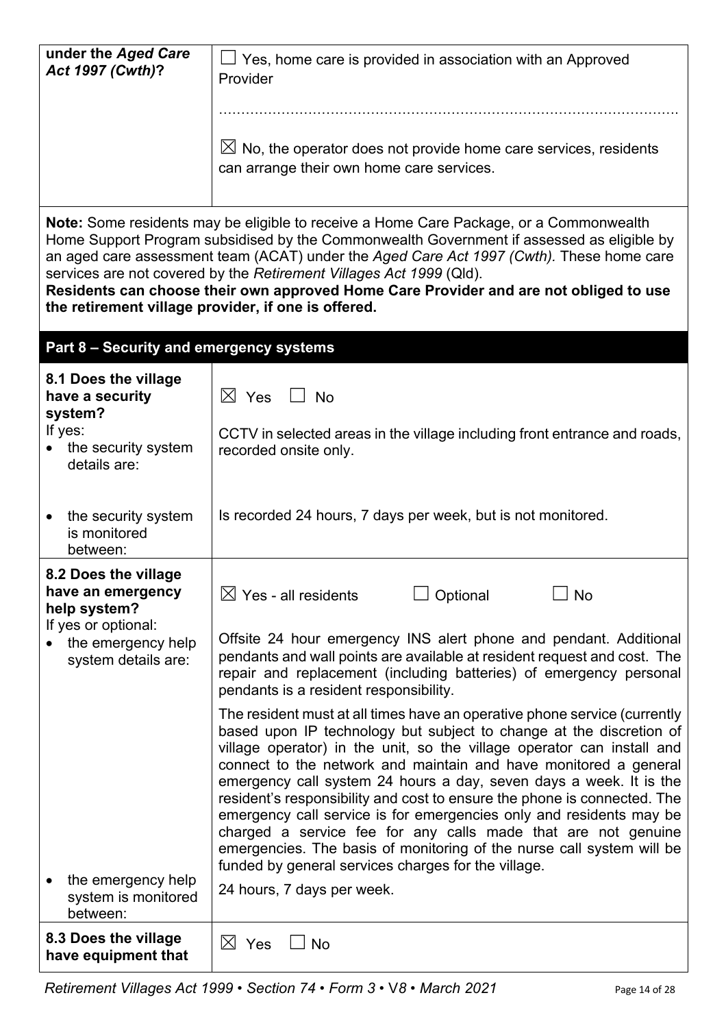| **under the *Aged Care Act 1997 (Cwth)*?** | ☐ Yes, home care is provided in association with an Approved Provider<br><br>……………………………………………………………………………………<br><br>☒ No, the operator does not provide home care services, residents can arrange their own home care services. |
|---|---|

**Note:** Some residents may be eligible to receive a Home Care Package, or a Commonwealth Home Support Program subsidised by the Commonwealth Government if assessed as eligible by an aged care assessment team (ACAT) under the *Aged Care Act 1997 (Cwth).* These home care services are not covered by the *Retirement Villages Act 1999* (Qld).
**Residents can choose their own approved Home Care Provider and are not obliged to use the retirement village provider, if one is offered.**

## Part 8 – Security and emergency systems

| | |
|---|---|
| **8.1 Does the village have a security system?**<br>If yes:<br>• the security system details are: | ☒ Yes ☐ No<br><br>CCTV in selected areas in the village including front entrance and roads, recorded onsite only. |
| • the security system is monitored between: | Is recorded 24 hours, 7 days per week, but is not monitored. |
| **8.2 Does the village have an emergency help system?**<br>If yes or optional:<br>• the emergency help system details are: | ☒ Yes - all residents ☐ Optional ☐ No<br><br>Offsite 24 hour emergency INS alert phone and pendant. Additional pendants and wall points are available at resident request and cost. The repair and replacement (including batteries) of emergency personal pendants is a resident responsibility.<br><br>The resident must at all times have an operative phone service (currently based upon IP technology but subject to change at the discretion of village operator) in the unit, so the village operator can install and connect to the network and maintain and have monitored a general emergency call system 24 hours a day, seven days a week. It is the resident's responsibility and cost to ensure the phone is connected. The emergency call service is for emergencies only and residents may be charged a service fee for any calls made that are not genuine emergencies. The basis of monitoring of the nurse call system will be funded by general services charges for the village. |
| • the emergency help system is monitored between: | 24 hours, 7 days per week. |
| **8.3 Does the village have equipment that** | ☒ Yes ☐ No |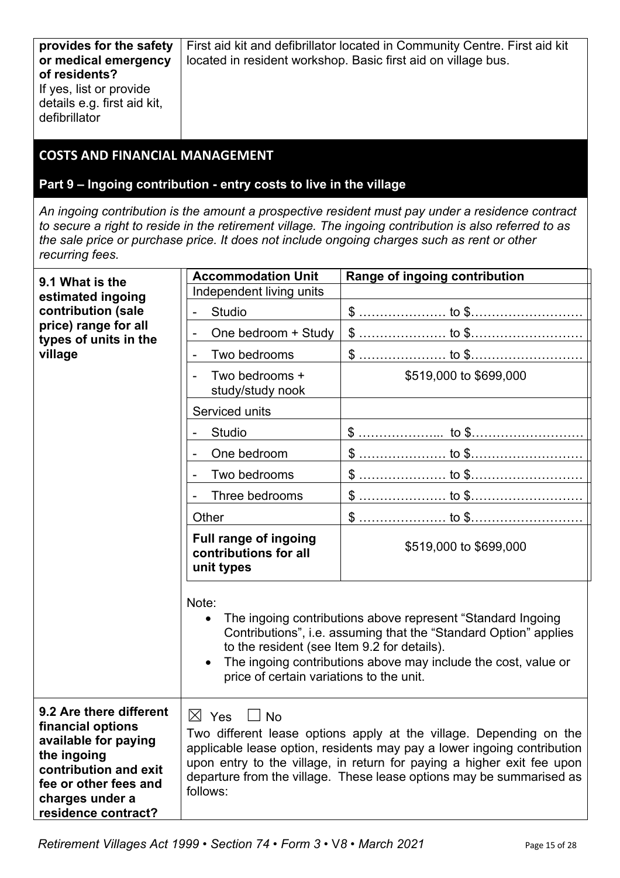| | |
|---|---|
| **provides for the safety or medical emergency of residents?** If yes, list or provide details e.g. first aid kit, defibrillator | First aid kit and defibrillator located in Community Centre. First aid kit located in resident workshop. Basic first aid on village bus. |

## COSTS AND FINANCIAL MANAGEMENT

### Part 9 – Ingoing contribution - entry costs to live in the village

*An ingoing contribution is the amount a prospective resident must pay under a residence contract to secure a right to reside in the retirement village. The ingoing contribution is also referred to as the sale price or purchase price. It does not include ongoing charges such as rent or other recurring fees.*

**9.1 What is the estimated ingoing contribution (sale price) range for all types of units in the village**

| Accommodation Unit | Range of ingoing contribution |
|---|---|
| Independent living units | |
| - Studio | $ ………………… to $……………………… |
| - One bedroom + Study | $ ………………… to $……………………… |
| - Two bedrooms | $ ………………… to $……………………… |
| - Two bedrooms + study/study nook | $519,000 to $699,000 |
| Serviced units | |
| - Studio | $ ………………... to $……………………… |
| - One bedroom | $ ………………… to $……………………… |
| - Two bedrooms | $ ………………… to $……………………… |
| - Three bedrooms | $ ………………… to $……………………… |
| Other | $ ………………… to $……………………… |
| **Full range of ingoing contributions for all unit types** | $519,000 to $699,000 |

Note:

- The ingoing contributions above represent "Standard Ingoing Contributions", i.e. assuming that the "Standard Option" applies to the resident (see Item 9.2 for details).
- The ingoing contributions above may include the cost, value or price of certain variations to the unit.

**9.2 Are there different financial options available for paying the ingoing contribution and exit fee or other fees and charges under a residence contract?**

☒ Yes ☐ No

Two different lease options apply at the village. Depending on the applicable lease option, residents may pay a lower ingoing contribution upon entry to the village, in return for paying a higher exit fee upon departure from the village. These lease options may be summarised as follows: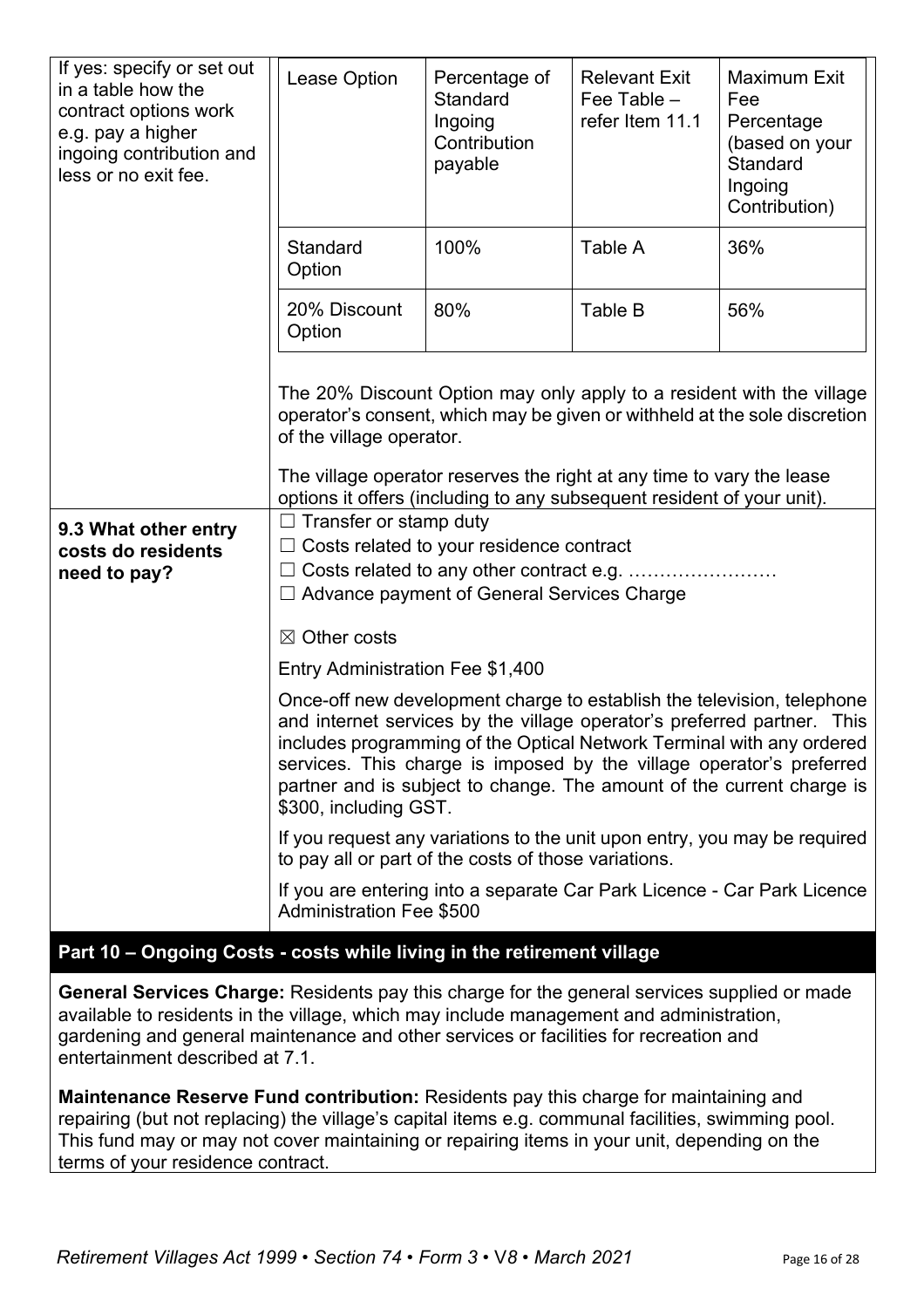| If yes: specify or set out in a table how the contract options work e.g. pay a higher ingoing contribution and less or no exit fee. | |
|---|---|

| Lease Option | Percentage of Standard Ingoing Contribution payable | Relevant Exit Fee Table – refer Item 11.1 | Maximum Exit Fee Percentage (based on your Standard Ingoing Contribution) |
|---|---|---|---|
| Standard Option | 100% | Table A | 36% |
| 20% Discount Option | 80% | Table B | 56% |

The 20% Discount Option may only apply to a resident with the village operator's consent, which may be given or withheld at the sole discretion of the village operator.

The village operator reserves the right at any time to vary the lease options it offers (including to any subsequent resident of your unit).

**9.3 What other entry costs do residents need to pay?**

☐ Transfer or stamp duty

☐ Costs related to your residence contract

☐ Costs related to any other contract e.g. ……………………

☐ Advance payment of General Services Charge

☒ Other costs

Entry Administration Fee $1,400

Once-off new development charge to establish the television, telephone and internet services by the village operator's preferred partner. This includes programming of the Optical Network Terminal with any ordered services. This charge is imposed by the village operator's preferred partner and is subject to change. The amount of the current charge is $300, including GST.

If you request any variations to the unit upon entry, you may be required to pay all or part of the costs of those variations.

If you are entering into a separate Car Park Licence - Car Park Licence Administration Fee $500

## Part 10 – Ongoing Costs - costs while living in the retirement village

**General Services Charge:** Residents pay this charge for the general services supplied or made available to residents in the village, which may include management and administration, gardening and general maintenance and other services or facilities for recreation and entertainment described at 7.1.

**Maintenance Reserve Fund contribution:** Residents pay this charge for maintaining and repairing (but not replacing) the village's capital items e.g. communal facilities, swimming pool. This fund may or may not cover maintaining or repairing items in your unit, depending on the terms of your residence contract.

*Retirement Villages Act 1999 • Section 74 • Form 3 • V8 • March 2021*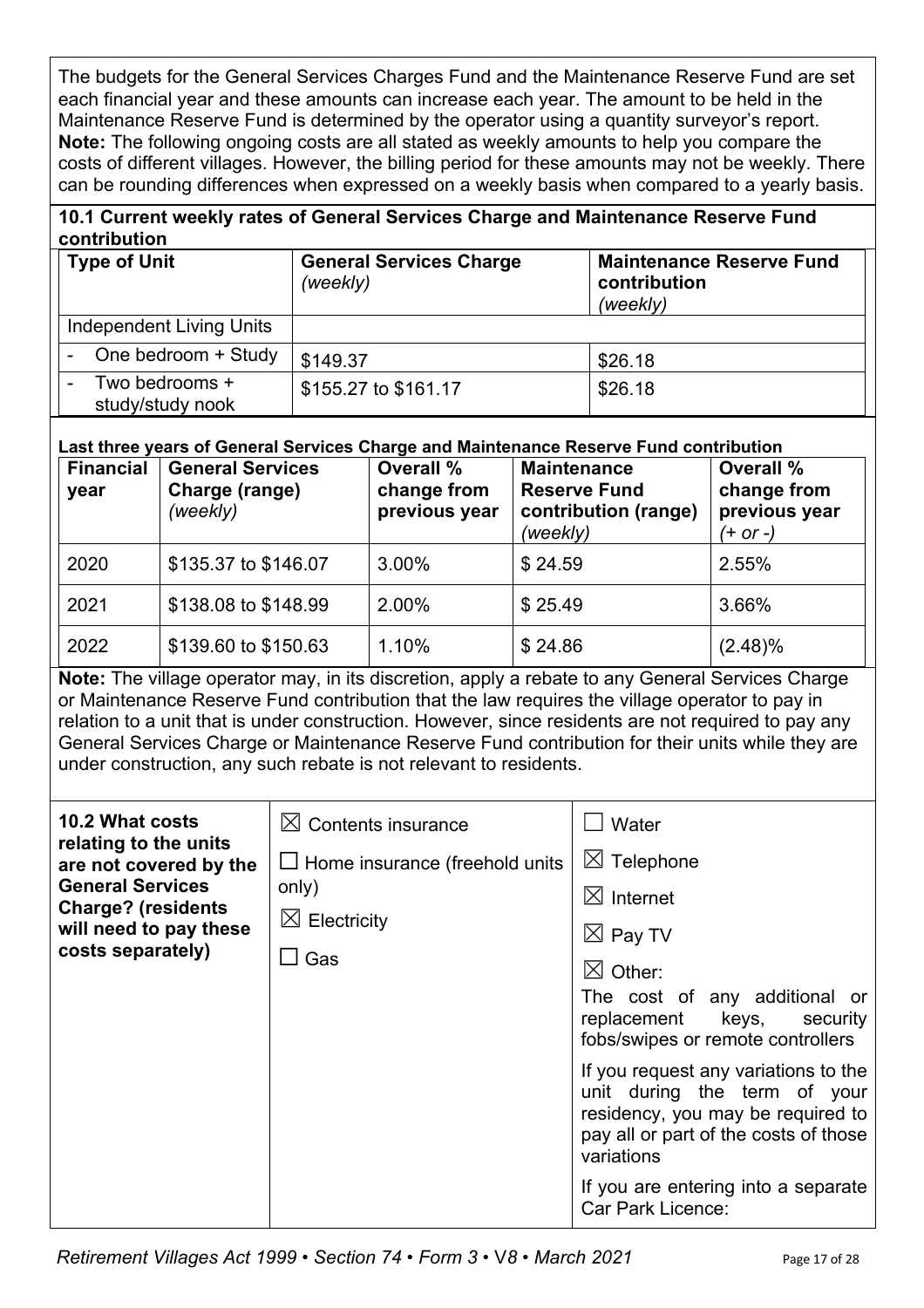The budgets for the General Services Charges Fund and the Maintenance Reserve Fund are set each financial year and these amounts can increase each year. The amount to be held in the Maintenance Reserve Fund is determined by the operator using a quantity surveyor's report.
**Note:** The following ongoing costs are all stated as weekly amounts to help you compare the costs of different villages. However, the billing period for these amounts may not be weekly. There can be rounding differences when expressed on a weekly basis when compared to a yearly basis.

**10.1 Current weekly rates of General Services Charge and Maintenance Reserve Fund contribution**

| Type of Unit | General Services Charge *(weekly)* | Maintenance Reserve Fund contribution *(weekly)* |
|---|---|---|
| Independent Living Units | | |
| - One bedroom + Study | $149.37 | $26.18 |
| - Two bedrooms + study/study nook | $155.27 to $161.17 | $26.18 |

**Last three years of General Services Charge and Maintenance Reserve Fund contribution**

| Financial year | General Services Charge (range) *(weekly)* | Overall % change from previous year | Maintenance Reserve Fund contribution (range) *(weekly)* | Overall % change from previous year *(+ or -)* |
|---|---|---|---|---|
| 2020 | $135.37 to $146.07 | 3.00% | $ 24.59 | 2.55% |
| 2021 | $138.08 to $148.99 | 2.00% | $ 25.49 | 3.66% |
| 2022 | $139.60 to $150.63 | 1.10% | $ 24.86 | (2.48)% |

**Note:** The village operator may, in its discretion, apply a rebate to any General Services Charge or Maintenance Reserve Fund contribution that the law requires the village operator to pay in relation to a unit that is under construction. However, since residents are not required to pay any General Services Charge or Maintenance Reserve Fund contribution for their units while they are under construction, any such rebate is not relevant to residents.

**10.2 What costs relating to the units are not covered by the General Services Charge? (residents will need to pay these costs separately)**

- ☒ Contents insurance
- ☐ Home insurance (freehold units only)
- ☒ Electricity
- ☐ Gas
- ☐ Water
- ☒ Telephone
- ☒ Internet
- ☒ Pay TV
- ☒ Other:

The cost of any additional or replacement keys, security fobs/swipes or remote controllers

If you request any variations to the unit during the term of your residency, you may be required to pay all or part of the costs of those variations

If you are entering into a separate Car Park Licence: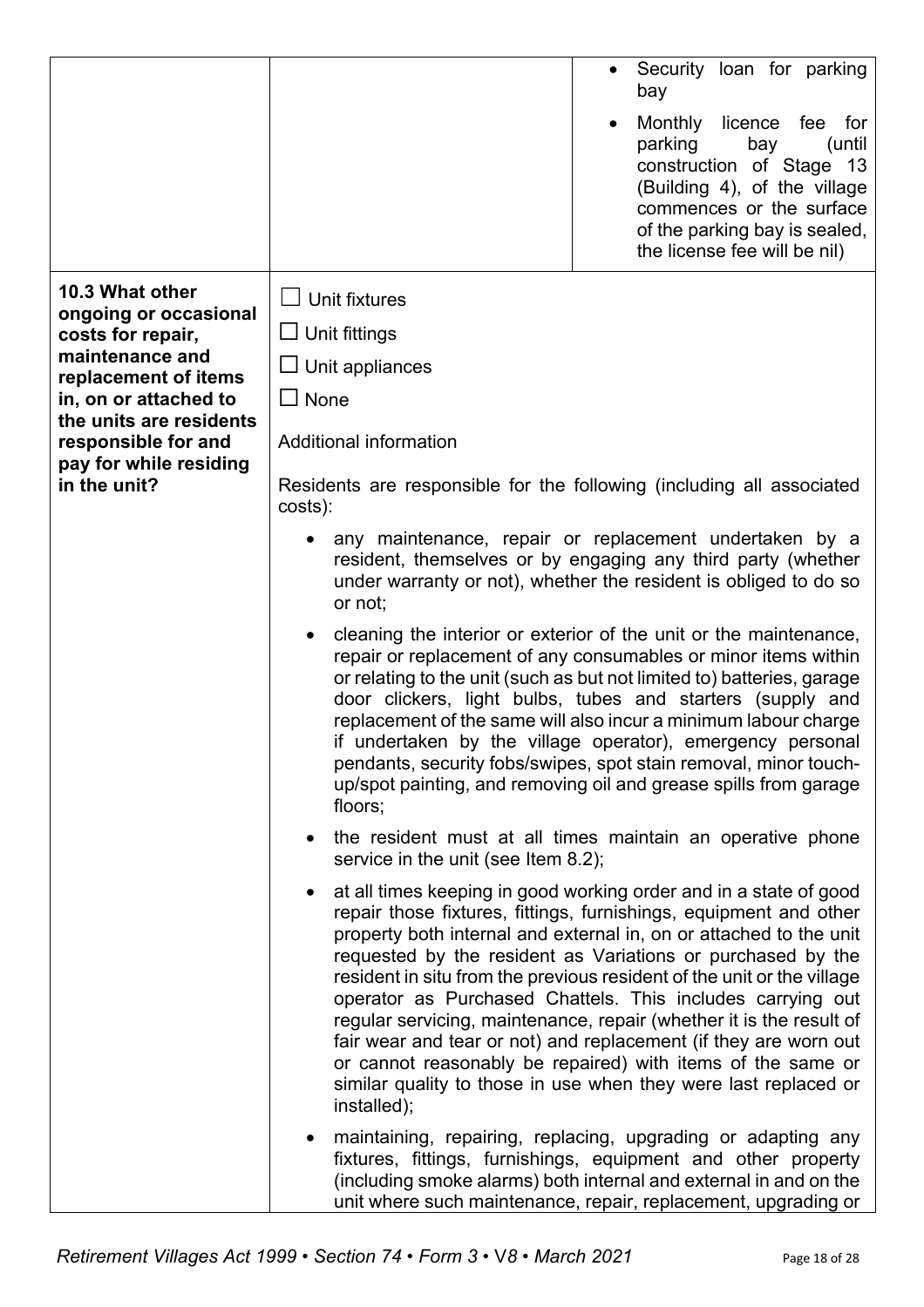| | | |
|---|---|---|
| | | • Security loan for parking bay<br>• Monthly licence fee for parking bay (until construction of Stage 13 (Building 4), of the village commences or the surface of the parking bay is sealed, the license fee will be nil) |
| **10.3 What other ongoing or occasional costs for repair, maintenance and replacement of items in, on or attached to the units are residents responsible for and pay for while residing in the unit?** | ☐ Unit fixtures<br>☐ Unit fittings<br>☐ Unit appliances<br>☐ None<br><br>Additional information<br><br>Residents are responsible for the following (including all associated costs):<br><br>• any maintenance, repair or replacement undertaken by a resident, themselves or by engaging any third party (whether under warranty or not), whether the resident is obliged to do so or not;<br>• cleaning the interior or exterior of the unit or the maintenance, repair or replacement of any consumables or minor items within or relating to the unit (such as but not limited to) batteries, garage door clickers, light bulbs, tubes and starters (supply and replacement of the same will also incur a minimum labour charge if undertaken by the village operator), emergency personal pendants, security fobs/swipes, spot stain removal, minor touch-up/spot painting, and removing oil and grease spills from garage floors;<br>• the resident must at all times maintain an operative phone service in the unit (see Item 8.2);<br>• at all times keeping in good working order and in a state of good repair those fixtures, fittings, furnishings, equipment and other property both internal and external in, on or attached to the unit requested by the resident as Variations or purchased by the resident in situ from the previous resident of the unit or the village operator as Purchased Chattels. This includes carrying out regular servicing, maintenance, repair (whether it is the result of fair wear and tear or not) and replacement (if they are worn out or cannot reasonably be repaired) with items of the same or similar quality to those in use when they were last replaced or installed);<br>• maintaining, repairing, replacing, upgrading or adapting any fixtures, fittings, furnishings, equipment and other property (including smoke alarms) both internal and external in and on the unit where such maintenance, repair, replacement, upgrading or | |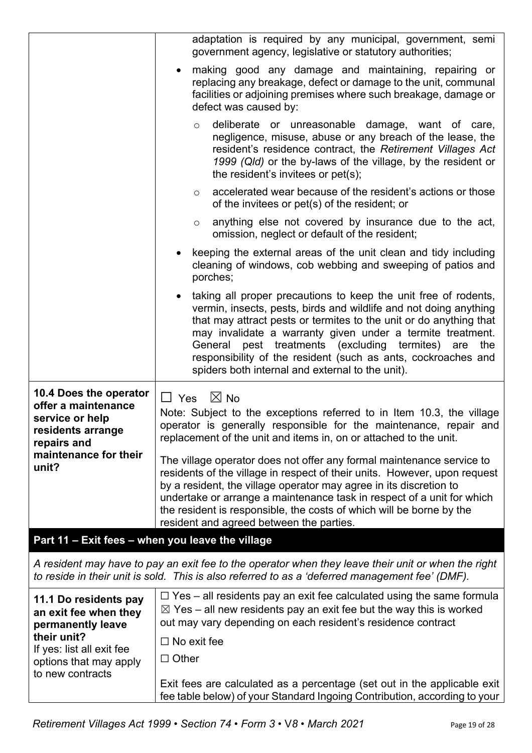| | |
|---|---|
| | adaptation is required by any municipal, government, semi government agency, legislative or statutory authorities;<br>• making good any damage and maintaining, repairing or replacing any breakage, defect or damage to the unit, communal facilities or adjoining premises where such breakage, damage or defect was caused by:<br>  ○ deliberate or unreasonable damage, want of care, negligence, misuse, abuse or any breach of the lease, the resident's residence contract, the *Retirement Villages Act 1999 (Qld)* or the by-laws of the village, by the resident or the resident's invitees or pet(s);<br>  ○ accelerated wear because of the resident's actions or those of the invitees or pet(s) of the resident; or<br>  ○ anything else not covered by insurance due to the act, omission, neglect or default of the resident;<br>• keeping the external areas of the unit clean and tidy including cleaning of windows, cob webbing and sweeping of patios and porches;<br>• taking all proper precautions to keep the unit free of rodents, vermin, insects, pests, birds and wildlife and not doing anything that may attract pests or termites to the unit or do anything that may invalidate a warranty given under a termite treatment. General pest treatments (excluding termites) are the responsibility of the resident (such as ants, cockroaches and spiders both internal and external to the unit). |
| **10.4 Does the operator offer a maintenance service or help residents arrange repairs and maintenance for their unit?** | ☐ Yes ☒ No<br>Note: Subject to the exceptions referred to in Item 10.3, the village operator is generally responsible for the maintenance, repair and replacement of the unit and items in, on or attached to the unit.<br>The village operator does not offer any formal maintenance service to residents of the village in respect of their units. However, upon request by a resident, the village operator may agree in its discretion to undertake or arrange a maintenance task in respect of a unit for which the resident is responsible, the costs of which will be borne by the resident and agreed between the parties. |

## Part 11 – Exit fees – when you leave the village

*A resident may have to pay an exit fee to the operator when they leave their unit or when the right to reside in their unit is sold. This is also referred to as a 'deferred management fee' (DMF).*

| | |
|---|---|
| **11.1 Do residents pay an exit fee when they permanently leave their unit?**<br>If yes: list all exit fee options that may apply to new contracts | ☐ Yes – all residents pay an exit fee calculated using the same formula<br>☒ Yes – all new residents pay an exit fee but the way this is worked out may vary depending on each resident's residence contract<br>☐ No exit fee<br>☐ Other<br><br>Exit fees are calculated as a percentage (set out in the applicable exit fee table below) of your Standard Ingoing Contribution, according to your |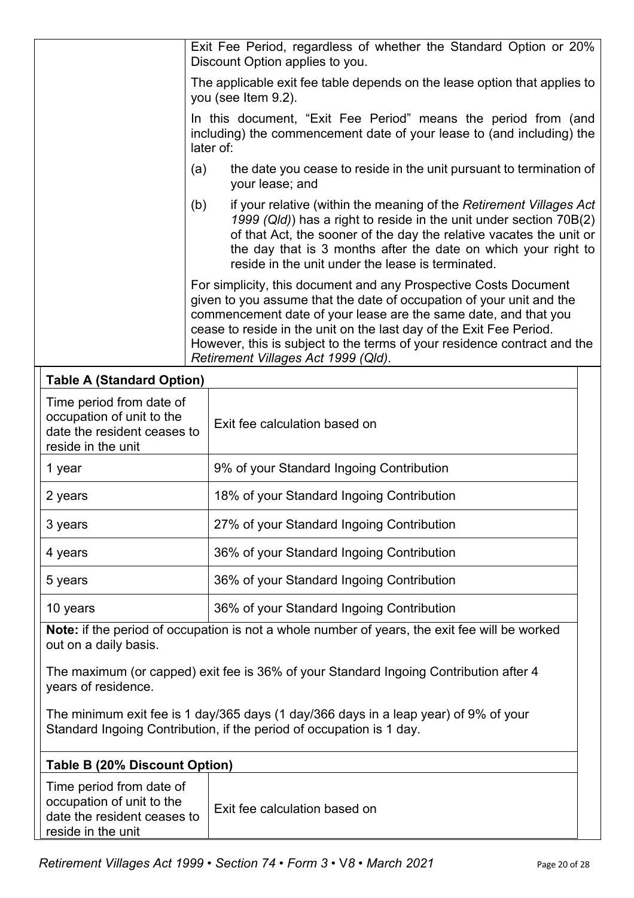Exit Fee Period, regardless of whether the Standard Option or 20% Discount Option applies to you.

The applicable exit fee table depends on the lease option that applies to you (see Item 9.2).

In this document, "Exit Fee Period" means the period from (and including) the commencement date of your lease to (and including) the later of:

(a) the date you cease to reside in the unit pursuant to termination of your lease; and

(b) if your relative (within the meaning of the *Retirement Villages Act 1999 (Qld)*) has a right to reside in the unit under section 70B(2) of that Act, the sooner of the day the relative vacates the unit or the day that is 3 months after the date on which your right to reside in the unit under the lease is terminated.

For simplicity, this document and any Prospective Costs Document given to you assume that the date of occupation of your unit and the commencement date of your lease are the same date, and that you cease to reside in the unit on the last day of the Exit Fee Period. However, this is subject to the terms of your residence contract and the *Retirement Villages Act 1999 (Qld)*.

**Table A (Standard Option)**

| Time period from date of occupation of unit to the date the resident ceases to reside in the unit | Exit fee calculation based on |
|---|---|
| 1 year | 9% of your Standard Ingoing Contribution |
| 2 years | 18% of your Standard Ingoing Contribution |
| 3 years | 27% of your Standard Ingoing Contribution |
| 4 years | 36% of your Standard Ingoing Contribution |
| 5 years | 36% of your Standard Ingoing Contribution |
| 10 years | 36% of your Standard Ingoing Contribution |

**Note:** if the period of occupation is not a whole number of years, the exit fee will be worked out on a daily basis.

The maximum (or capped) exit fee is 36% of your Standard Ingoing Contribution after 4 years of residence.

The minimum exit fee is 1 day/365 days (1 day/366 days in a leap year) of 9% of your Standard Ingoing Contribution, if the period of occupation is 1 day.

**Table B (20% Discount Option)**

| Time period from date of occupation of unit to the date the resident ceases to reside in the unit | Exit fee calculation based on |
|---|---|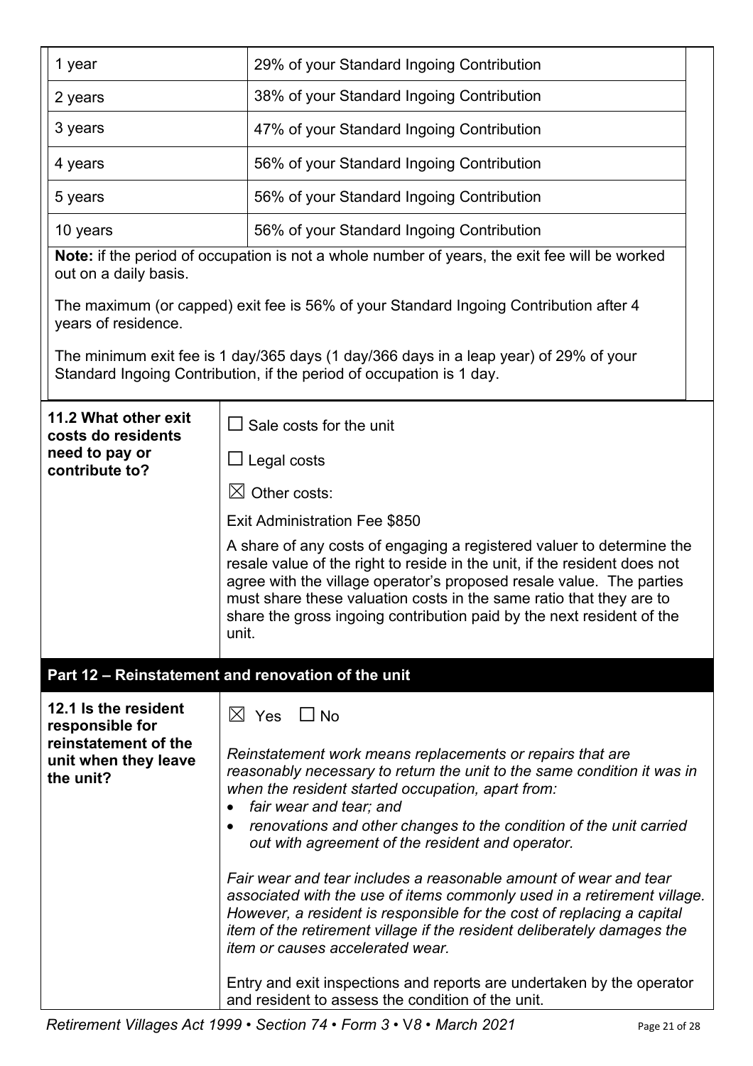| | |
|---|---|
| 1 year | 29% of your Standard Ingoing Contribution |
| 2 years | 38% of your Standard Ingoing Contribution |
| 3 years | 47% of your Standard Ingoing Contribution |
| 4 years | 56% of your Standard Ingoing Contribution |
| 5 years | 56% of your Standard Ingoing Contribution |
| 10 years | 56% of your Standard Ingoing Contribution |

**Note:** if the period of occupation is not a whole number of years, the exit fee will be worked out on a daily basis.

The maximum (or capped) exit fee is 56% of your Standard Ingoing Contribution after 4 years of residence.

The minimum exit fee is 1 day/365 days (1 day/366 days in a leap year) of 29% of your Standard Ingoing Contribution, if the period of occupation is 1 day.

| | |
|---|---|
| **11.2 What other exit costs do residents need to pay or contribute to?** | ☐ Sale costs for the unit<br>☐ Legal costs<br>☒ Other costs:<br>Exit Administration Fee $850<br>A share of any costs of engaging a registered valuer to determine the resale value of the right to reside in the unit, if the resident does not agree with the village operator's proposed resale value. The parties must share these valuation costs in the same ratio that they are to share the gross ingoing contribution paid by the next resident of the unit. |

## Part 12 – Reinstatement and renovation of the unit

| | |
|---|---|
| **12.1 Is the resident responsible for reinstatement of the unit when they leave the unit?** | ☒ Yes ☐ No<br>*Reinstatement work means replacements or repairs that are reasonably necessary to return the unit to the same condition it was in when the resident started occupation, apart from:*<br>• *fair wear and tear; and*<br>• *renovations and other changes to the condition of the unit carried out with agreement of the resident and operator.*<br>*Fair wear and tear includes a reasonable amount of wear and tear associated with the use of items commonly used in a retirement village. However, a resident is responsible for the cost of replacing a capital item of the retirement village if the resident deliberately damages the item or causes accelerated wear.*<br>Entry and exit inspections and reports are undertaken by the operator and resident to assess the condition of the unit. |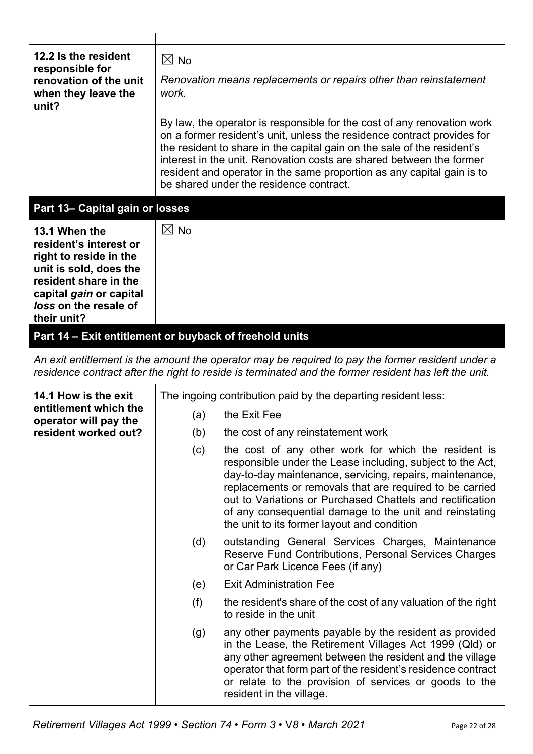| | |
|---|---|
| | |
| **12.2 Is the resident responsible for renovation of the unit when they leave the unit?** | ☒ No<br><br>*Renovation means replacements or repairs other than reinstatement work.*<br><br>By law, the operator is responsible for the cost of any renovation work on a former resident's unit, unless the residence contract provides for the resident to share in the capital gain on the sale of the resident's interest in the unit. Renovation costs are shared between the former resident and operator in the same proportion as any capital gain is to be shared under the residence contract. |

## Part 13– Capital gain or losses

| | |
|---|---|
| **13.1 When the resident's interest or right to reside in the unit is sold, does the resident share in the capital *gain* or capital *loss* on the resale of their unit?** | ☒ No |

## Part 14 – Exit entitlement or buyback of freehold units

*An exit entitlement is the amount the operator may be required to pay the former resident under a residence contract after the right to reside is terminated and the former resident has left the unit.*

| | |
|---|---|
| **14.1 How is the exit entitlement which the operator will pay the resident worked out?** | The ingoing contribution paid by the departing resident less:<br>(a) the Exit Fee<br>(b) the cost of any reinstatement work<br>(c) the cost of any other work for which the resident is responsible under the Lease including, subject to the Act, day-to-day maintenance, servicing, repairs, maintenance, replacements or removals that are required to be carried out to Variations or Purchased Chattels and rectification of any consequential damage to the unit and reinstating the unit to its former layout and condition<br>(d) outstanding General Services Charges, Maintenance Reserve Fund Contributions, Personal Services Charges or Car Park Licence Fees (if any)<br>(e) Exit Administration Fee<br>(f) the resident's share of the cost of any valuation of the right to reside in the unit<br>(g) any other payments payable by the resident as provided in the Lease, the Retirement Villages Act 1999 (Qld) or any other agreement between the resident and the village operator that form part of the resident's residence contract or relate to the provision of services or goods to the resident in the village. |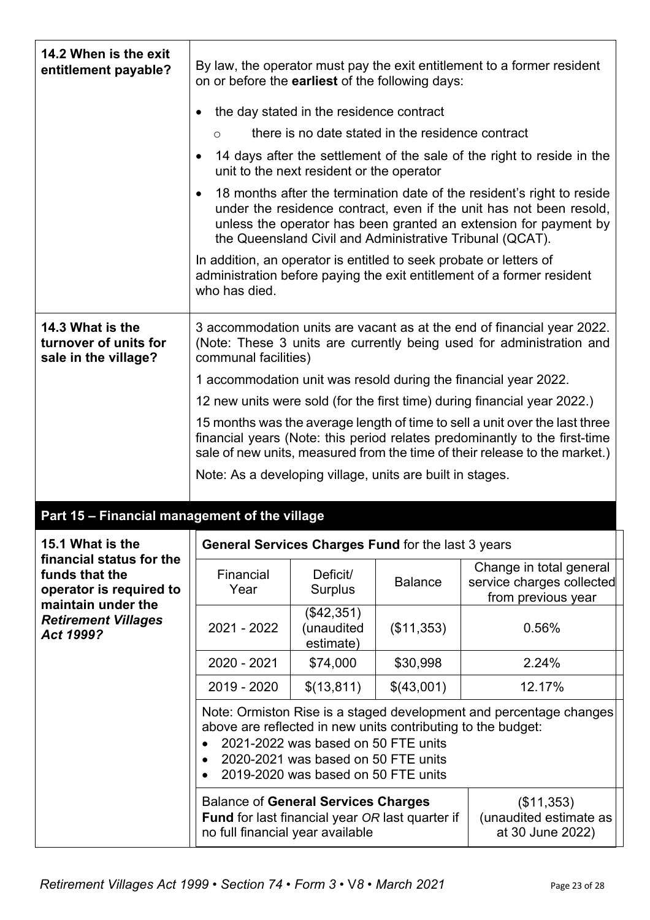| | |
|---|---|
| **14.2 When is the exit entitlement payable?** | By law, the operator must pay the exit entitlement to a former resident on or before the **earliest** of the following days:<br>• the day stated in the residence contract<br>  ○ there is no date stated in the residence contract<br>• 14 days after the settlement of the sale of the right to reside in the unit to the next resident or the operator<br>• 18 months after the termination date of the resident's right to reside under the residence contract, even if the unit has not been resold, unless the operator has been granted an extension for payment by the Queensland Civil and Administrative Tribunal (QCAT).<br>In addition, an operator is entitled to seek probate or letters of administration before paying the exit entitlement of a former resident who has died. |
| **14.3 What is the turnover of units for sale in the village?** | 3 accommodation units are vacant as at the end of financial year 2022. (Note: These 3 units are currently being used for administration and communal facilities)<br>1 accommodation unit was resold during the financial year 2022.<br>12 new units were sold (for the first time) during financial year 2022.)<br>15 months was the average length of time to sell a unit over the last three financial years (Note: this period relates predominantly to the first-time sale of new units, measured from the time of their release to the market.)<br>Note: As a developing village, units are built in stages. |

## Part 15 – Financial management of the village

**15.1 What is the financial status for the funds that the operator is required to maintain under the *Retirement Villages Act 1999*?**

**General Services Charges Fund** for the last 3 years

| Financial Year | Deficit/ Surplus | Balance | Change in total general service charges collected from previous year |
|---|---|---|---|
| 2021 - 2022 | ($42,351) (unaudited estimate) | ($11,353) | 0.56% |
| 2020 - 2021 | $74,000 | $30,998 | 2.24% |
| 2019 - 2020 | $(13,811) | $(43,001) | 12.17% |

Note: Ormiston Rise is a staged development and percentage changes above are reflected in new units contributing to the budget:

- 2021-2022 was based on 50 FTE units
- 2020-2021 was based on 50 FTE units
- 2019-2020 was based on 50 FTE units

| | |
|---|---|
| Balance of **General Services Charges Fund** for last financial year *OR* last quarter if no full financial year available | ($11,353) (unaudited estimate as at 30 June 2022) |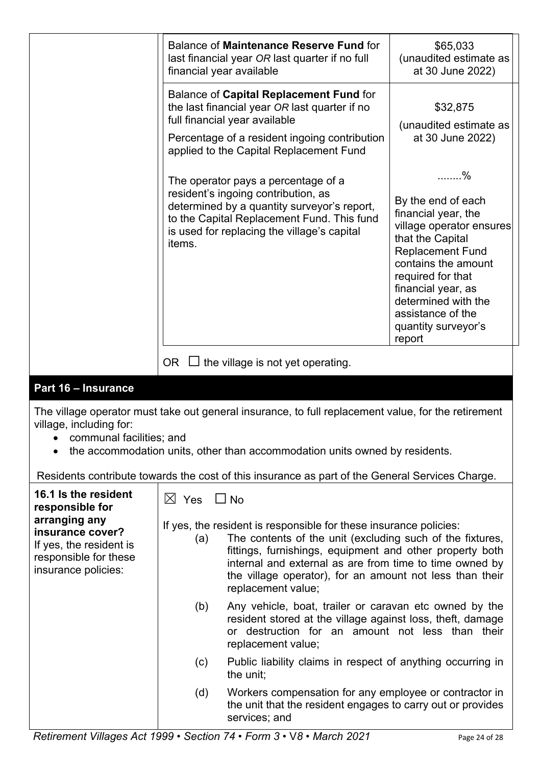| | | |
|---|---|---|
| | Balance of **Maintenance Reserve Fund** for last financial year *OR* last quarter if no full financial year available | $65,033 (unaudited estimate as at 30 June 2022) |
| | Balance of **Capital Replacement Fund** for the last financial year *OR* last quarter if no full financial year available | $32,875 (unaudited estimate as at 30 June 2022) |
| | Percentage of a resident ingoing contribution applied to the Capital Replacement Fund | ........% |
| | The operator pays a percentage of a resident's ingoing contribution, as determined by a quantity surveyor's report, to the Capital Replacement Fund. This fund is used for replacing the village's capital items. | By the end of each financial year, the village operator ensures that the Capital Replacement Fund contains the amount required for that financial year, as determined with the assistance of the quantity surveyor's report |
| | OR ☐ the village is not yet operating. | |

## Part 16 – Insurance

The village operator must take out general insurance, to full replacement value, for the retirement village, including for:

- communal facilities; and
- the accommodation units, other than accommodation units owned by residents.

Residents contribute towards the cost of this insurance as part of the General Services Charge.

| | |
|---|---|
| **16.1 Is the resident responsible for arranging any insurance cover?** If yes, the resident is responsible for these insurance policies: | ☒ Yes ☐ No<br><br>If yes, the resident is responsible for these insurance policies:<br>(a) The contents of the unit (excluding such of the fixtures, fittings, furnishings, equipment and other property both internal and external as are from time to time owned by the village operator), for an amount not less than their replacement value;<br>(b) Any vehicle, boat, trailer or caravan etc owned by the resident stored at the village against loss, theft, damage or destruction for an amount not less than their replacement value;<br>(c) Public liability claims in respect of anything occurring in the unit;<br>(d) Workers compensation for any employee or contractor in the unit that the resident engages to carry out or provides services; and |

*Retirement Villages Act 1999 • Section 74 • Form 3 • V8 • March 2021*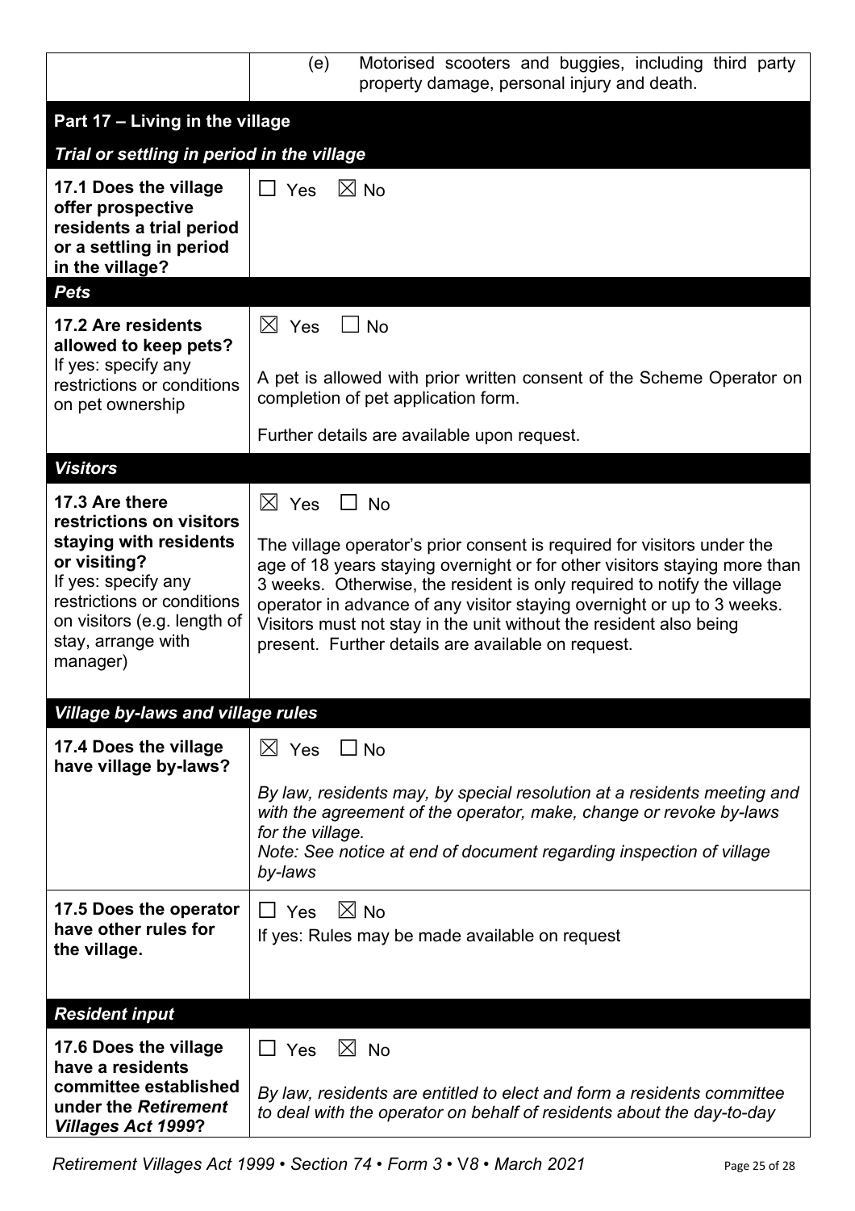| | (e) Motorised scooters and buggies, including third party property damage, personal injury and death. |
|---|---|
| **Part 17 – Living in the village** | |
| ***Trial or settling in period in the village*** | |
| **17.1 Does the village offer prospective residents a trial period or a settling in period in the village?** | ☐ Yes ☒ No |
| ***Pets*** | |
| **17.2 Are residents allowed to keep pets?** If yes: specify any restrictions or conditions on pet ownership | ☒ Yes ☐ No<br><br>A pet is allowed with prior written consent of the Scheme Operator on completion of pet application form.<br><br>Further details are available upon request. |
| ***Visitors*** | |
| **17.3 Are there restrictions on visitors staying with residents or visiting?** If yes: specify any restrictions or conditions on visitors (e.g. length of stay, arrange with manager) | ☒ Yes ☐ No<br><br>The village operator's prior consent is required for visitors under the age of 18 years staying overnight or for other visitors staying more than 3 weeks. Otherwise, the resident is only required to notify the village operator in advance of any visitor staying overnight or up to 3 weeks. Visitors must not stay in the unit without the resident also being present. Further details are available on request. |
| ***Village by-laws and village rules*** | |
| **17.4 Does the village have village by-laws?** | ☒ Yes ☐ No<br><br>*By law, residents may, by special resolution at a residents meeting and with the agreement of the operator, make, change or revoke by-laws for the village.*<br>*Note: See notice at end of document regarding inspection of village by-laws* |
| **17.5 Does the operator have other rules for the village.** | ☐ Yes ☒ No<br>If yes: Rules may be made available on request |
| ***Resident input*** | |
| **17.6 Does the village have a residents committee established under the *Retirement Villages Act 1999*?** | ☐ Yes ☒ No<br><br>*By law, residents are entitled to elect and form a residents committee to deal with the operator on behalf of residents about the day-to-day* |

*Retirement Villages Act 1999 • Section 74 • Form 3 • V8 • March 2021*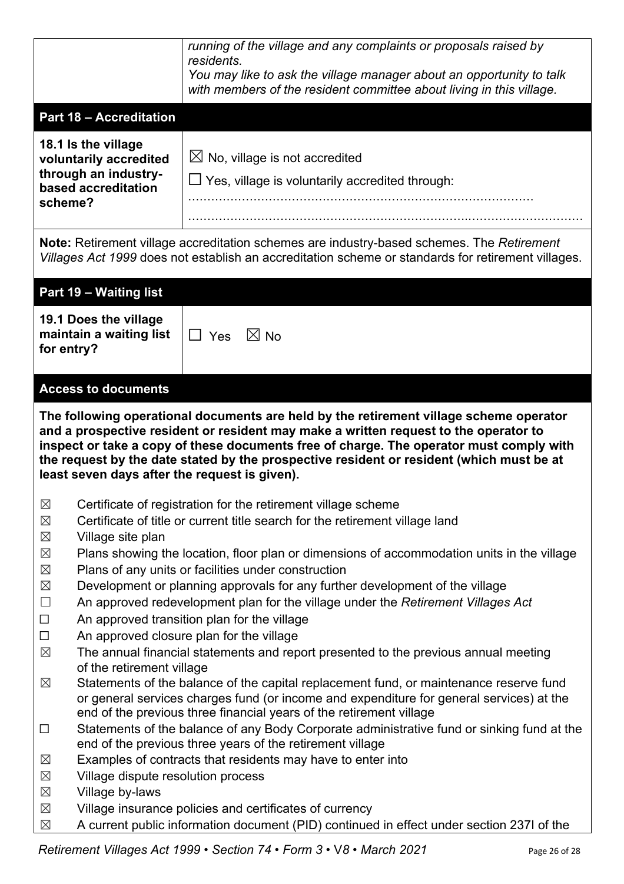| | |
|---|---|
| | *running of the village and any complaints or proposals raised by residents.* *You may like to ask the village manager about an opportunity to talk with members of the resident committee about living in this village.* |

## Part 18 – Accreditation

| | |
|---|---|
| **18.1 Is the village voluntarily accredited through an industry-based accreditation scheme?** | ☒ No, village is not accredited<br>☐ Yes, village is voluntarily accredited through:<br>…………………………………………………………………………<br>………………………………………………………………………………………… |

**Note:** Retirement village accreditation schemes are industry-based schemes. The *Retirement Villages Act 1999* does not establish an accreditation scheme or standards for retirement villages.

## Part 19 – Waiting list

| | |
|---|---|
| **19.1 Does the village maintain a waiting list for entry?** | ☐ Yes ☒ No |

## Access to documents

**The following operational documents are held by the retirement village scheme operator and a prospective resident or resident may make a written request to the operator to inspect or take a copy of these documents free of charge. The operator must comply with the request by the date stated by the prospective resident or resident (which must be at least seven days after the request is given).**

- ☒ Certificate of registration for the retirement village scheme
- ☒ Certificate of title or current title search for the retirement village land
- ☒ Village site plan
- ☒ Plans showing the location, floor plan or dimensions of accommodation units in the village
- ☒ Plans of any units or facilities under construction
- ☒ Development or planning approvals for any further development of the village
- ☐ An approved redevelopment plan for the village under the *Retirement Villages Act*
- ☐ An approved transition plan for the village
- ☐ An approved closure plan for the village
- ☒ The annual financial statements and report presented to the previous annual meeting of the retirement village
- ☒ Statements of the balance of the capital replacement fund, or maintenance reserve fund or general services charges fund (or income and expenditure for general services) at the end of the previous three financial years of the retirement village
- ☐ Statements of the balance of any Body Corporate administrative fund or sinking fund at the end of the previous three years of the retirement village
- ☒ Examples of contracts that residents may have to enter into
- ☒ Village dispute resolution process
- ☒ Village by-laws
- ☒ Village insurance policies and certificates of currency
- ☒ A current public information document (PID) continued in effect under section 237I of the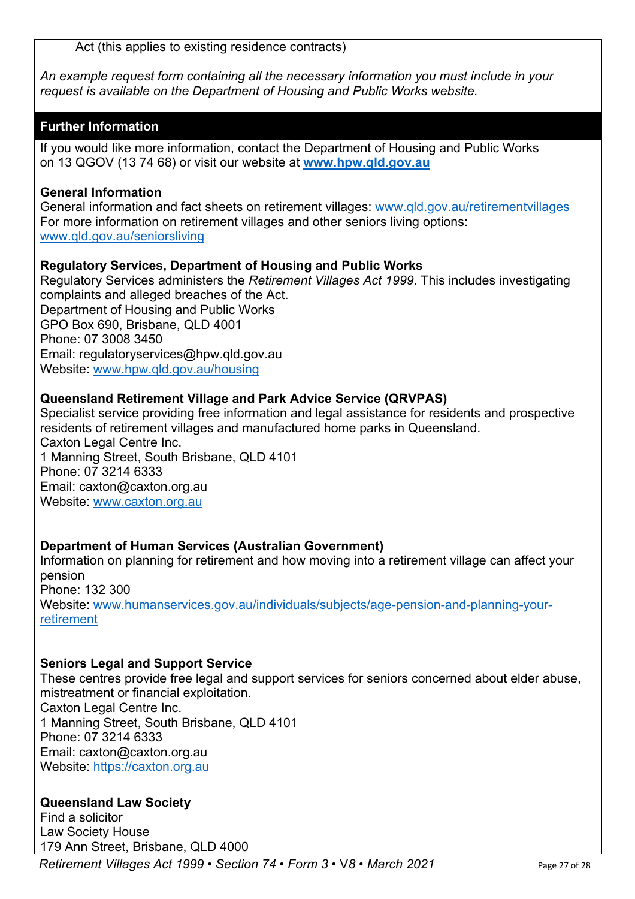Act (this applies to existing residence contracts)

*An example request form containing all the necessary information you must include in your request is available on the Department of Housing and Public Works website.*

## Further Information

If you would like more information, contact the Department of Housing and Public Works on 13 QGOV (13 74 68) or visit our website at **[www.hpw.qld.gov.au](www.hpw.qld.gov.au)**

**General Information**
General information and fact sheets on retirement villages: [www.qld.gov.au/retirementvillages](www.qld.gov.au/retirementvillages)
For more information on retirement villages and other seniors living options:
[www.qld.gov.au/seniorsliving](www.qld.gov.au/seniorsliving)

**Regulatory Services, Department of Housing and Public Works**
Regulatory Services administers the *Retirement Villages Act 1999*. This includes investigating complaints and alleged breaches of the Act.
Department of Housing and Public Works
GPO Box 690, Brisbane, QLD 4001
Phone: 07 3008 3450
Email: regulatoryservices@hpw.qld.gov.au
Website: [www.hpw.qld.gov.au/housing](www.hpw.qld.gov.au/housing)

**Queensland Retirement Village and Park Advice Service (QRVPAS)**
Specialist service providing free information and legal assistance for residents and prospective residents of retirement villages and manufactured home parks in Queensland.
Caxton Legal Centre Inc.
1 Manning Street, South Brisbane, QLD 4101
Phone: 07 3214 6333
Email: caxton@caxton.org.au
Website: [www.caxton.org.au](www.caxton.org.au)

**Department of Human Services (Australian Government)**
Information on planning for retirement and how moving into a retirement village can affect your pension
Phone: 132 300
Website: [www.humanservices.gov.au/individuals/subjects/age-pension-and-planning-your-retirement](www.humanservices.gov.au/individuals/subjects/age-pension-and-planning-your-retirement)

**Seniors Legal and Support Service**
These centres provide free legal and support services for seniors concerned about elder abuse, mistreatment or financial exploitation.
Caxton Legal Centre Inc.
1 Manning Street, South Brisbane, QLD 4101
Phone: 07 3214 6333
Email: caxton@caxton.org.au
Website: [https://caxton.org.au](https://caxton.org.au)

**Queensland Law Society**
Find a solicitor
Law Society House
179 Ann Street, Brisbane, QLD 4000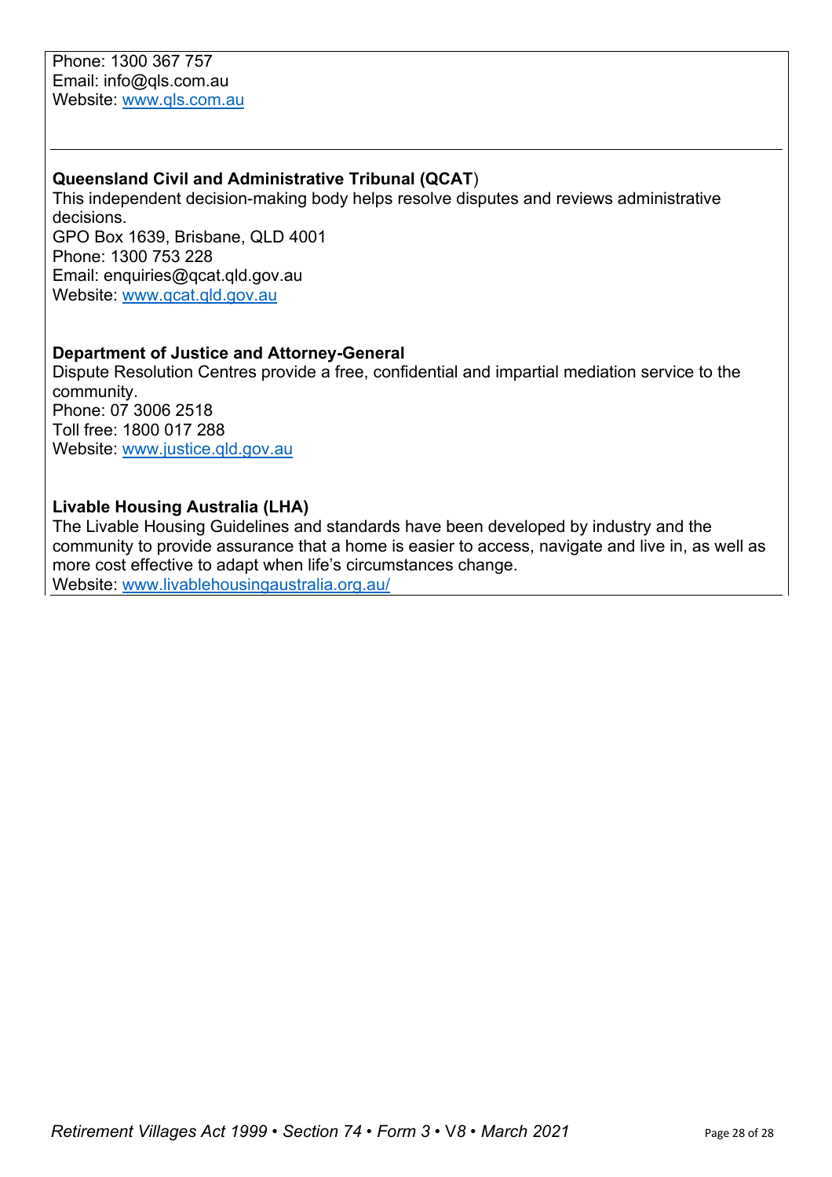Phone: 1300 367 757
Email: info@qls.com.au
Website: www.qls.com.au

**Queensland Civil and Administrative Tribunal (QCAT**)
This independent decision-making body helps resolve disputes and reviews administrative decisions.
GPO Box 1639, Brisbane, QLD 4001
Phone: 1300 753 228
Email: enquiries@qcat.qld.gov.au
Website: www.qcat.qld.gov.au

**Department of Justice and Attorney-General**
Dispute Resolution Centres provide a free, confidential and impartial mediation service to the community.
Phone: 07 3006 2518
Toll free: 1800 017 288
Website: www.justice.qld.gov.au

**Livable Housing Australia (LHA)**
The Livable Housing Guidelines and standards have been developed by industry and the community to provide assurance that a home is easier to access, navigate and live in, as well as more cost effective to adapt when life's circumstances change.
Website: www.livablehousingaustralia.org.au/